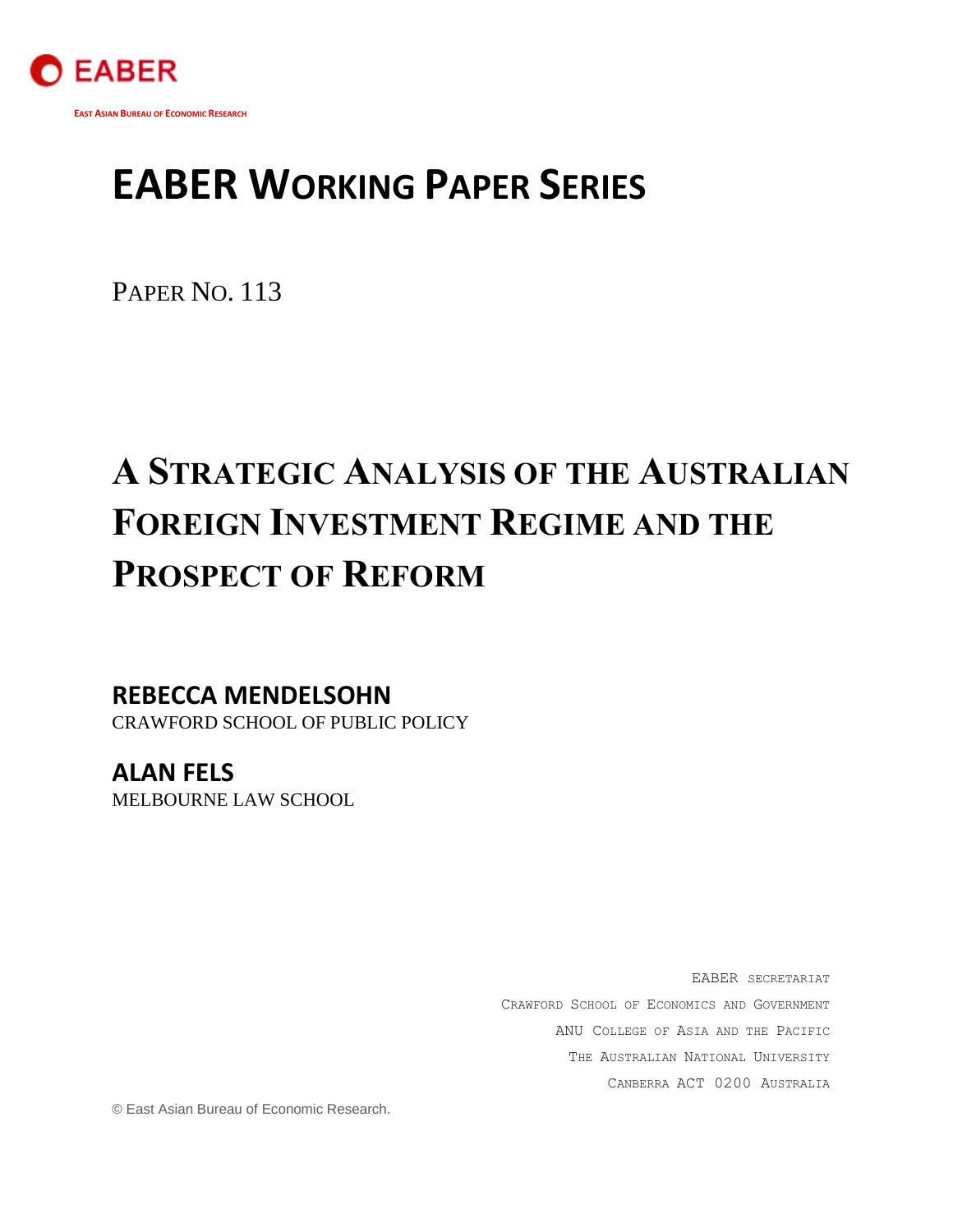EABER

EAST ASIAN BUREAU OF ECONOMIC RESEARCH

# EABER WORKING PAPER SERIES

PAPER NO. 113

# A STRATEGIC ANALYSIS OF THE AUSTRALIAN FOREIGN INVESTMENT REGIME AND THE PROSPECT OF REFORM

**REBECCA MENDELSOHN**
CRAWFORD SCHOOL OF PUBLIC POLICY

**ALAN FELS**
MELBOURNE LAW SCHOOL

EABER SECRETARIAT
CRAWFORD SCHOOL OF ECONOMICS AND GOVERNMENT
ANU COLLEGE OF ASIA AND THE PACIFIC
THE AUSTRALIAN NATIONAL UNIVERSITY
CANBERRA ACT 0200 AUSTRALIA

© East Asian Bureau of Economic Research.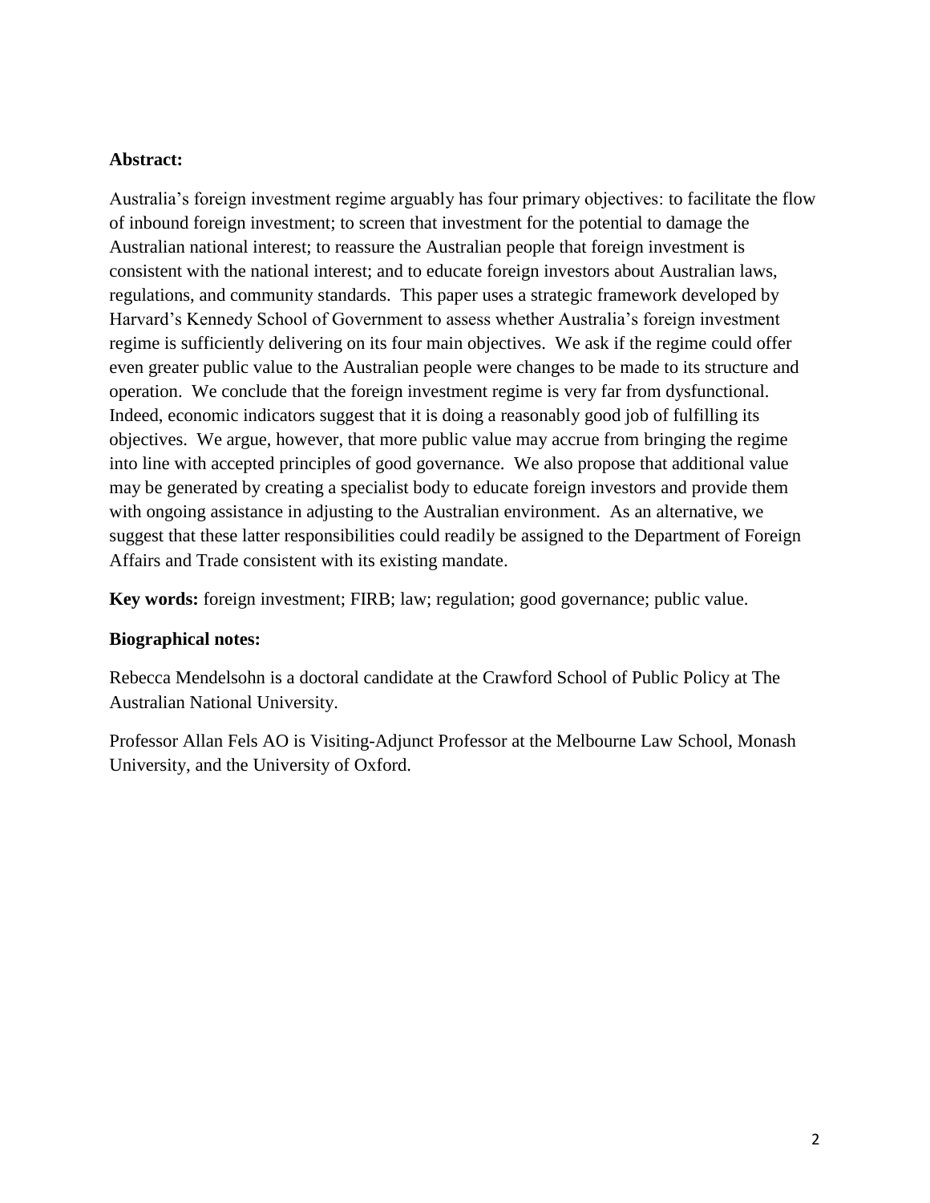**Abstract:**

Australia's foreign investment regime arguably has four primary objectives: to facilitate the flow of inbound foreign investment; to screen that investment for the potential to damage the Australian national interest; to reassure the Australian people that foreign investment is consistent with the national interest; and to educate foreign investors about Australian laws, regulations, and community standards. This paper uses a strategic framework developed by Harvard's Kennedy School of Government to assess whether Australia's foreign investment regime is sufficiently delivering on its four main objectives. We ask if the regime could offer even greater public value to the Australian people were changes to be made to its structure and operation. We conclude that the foreign investment regime is very far from dysfunctional. Indeed, economic indicators suggest that it is doing a reasonably good job of fulfilling its objectives. We argue, however, that more public value may accrue from bringing the regime into line with accepted principles of good governance. We also propose that additional value may be generated by creating a specialist body to educate foreign investors and provide them with ongoing assistance in adjusting to the Australian environment. As an alternative, we suggest that these latter responsibilities could readily be assigned to the Department of Foreign Affairs and Trade consistent with its existing mandate.

**Key words:** foreign investment; FIRB; law; regulation; good governance; public value.

**Biographical notes:**

Rebecca Mendelsohn is a doctoral candidate at the Crawford School of Public Policy at The Australian National University.

Professor Allan Fels AO is Visiting-Adjunct Professor at the Melbourne Law School, Monash University, and the University of Oxford.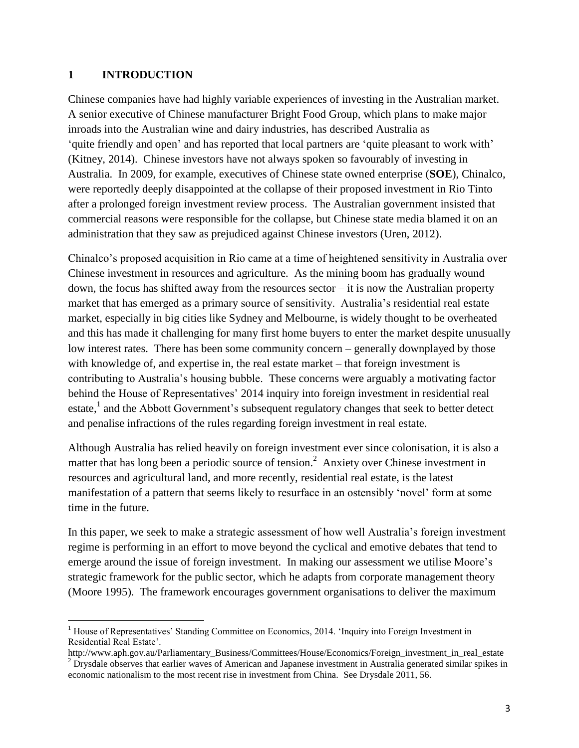# 1 INTRODUCTION

Chinese companies have had highly variable experiences of investing in the Australian market. A senior executive of Chinese manufacturer Bright Food Group, which plans to make major inroads into the Australian wine and dairy industries, has described Australia as 'quite friendly and open' and has reported that local partners are 'quite pleasant to work with' (Kitney, 2014). Chinese investors have not always spoken so favourably of investing in Australia. In 2009, for example, executives of Chinese state owned enterprise (**SOE**), Chinalco, were reportedly deeply disappointed at the collapse of their proposed investment in Rio Tinto after a prolonged foreign investment review process. The Australian government insisted that commercial reasons were responsible for the collapse, but Chinese state media blamed it on an administration that they saw as prejudiced against Chinese investors (Uren, 2012).

Chinalco's proposed acquisition in Rio came at a time of heightened sensitivity in Australia over Chinese investment in resources and agriculture. As the mining boom has gradually wound down, the focus has shifted away from the resources sector – it is now the Australian property market that has emerged as a primary source of sensitivity. Australia's residential real estate market, especially in big cities like Sydney and Melbourne, is widely thought to be overheated and this has made it challenging for many first home buyers to enter the market despite unusually low interest rates. There has been some community concern – generally downplayed by those with knowledge of, and expertise in, the real estate market – that foreign investment is contributing to Australia's housing bubble. These concerns were arguably a motivating factor behind the House of Representatives' 2014 inquiry into foreign investment in residential real estate,[1] and the Abbott Government's subsequent regulatory changes that seek to better detect and penalise infractions of the rules regarding foreign investment in real estate.

Although Australia has relied heavily on foreign investment ever since colonisation, it is also a matter that has long been a periodic source of tension.[2] Anxiety over Chinese investment in resources and agricultural land, and more recently, residential real estate, is the latest manifestation of a pattern that seems likely to resurface in an ostensibly 'novel' form at some time in the future.

In this paper, we seek to make a strategic assessment of how well Australia's foreign investment regime is performing in an effort to move beyond the cyclical and emotive debates that tend to emerge around the issue of foreign investment. In making our assessment we utilise Moore's strategic framework for the public sector, which he adapts from corporate management theory (Moore 1995). The framework encourages government organisations to deliver the maximum

---

[1] House of Representatives' Standing Committee on Economics, 2014. 'Inquiry into Foreign Investment in Residential Real Estate'.
http://www.aph.gov.au/Parliamentary_Business/Committees/House/Economics/Foreign_investment_in_real_estate

[2] Drysdale observes that earlier waves of American and Japanese investment in Australia generated similar spikes in economic nationalism to the most recent rise in investment from China. See Drysdale 2011, 56.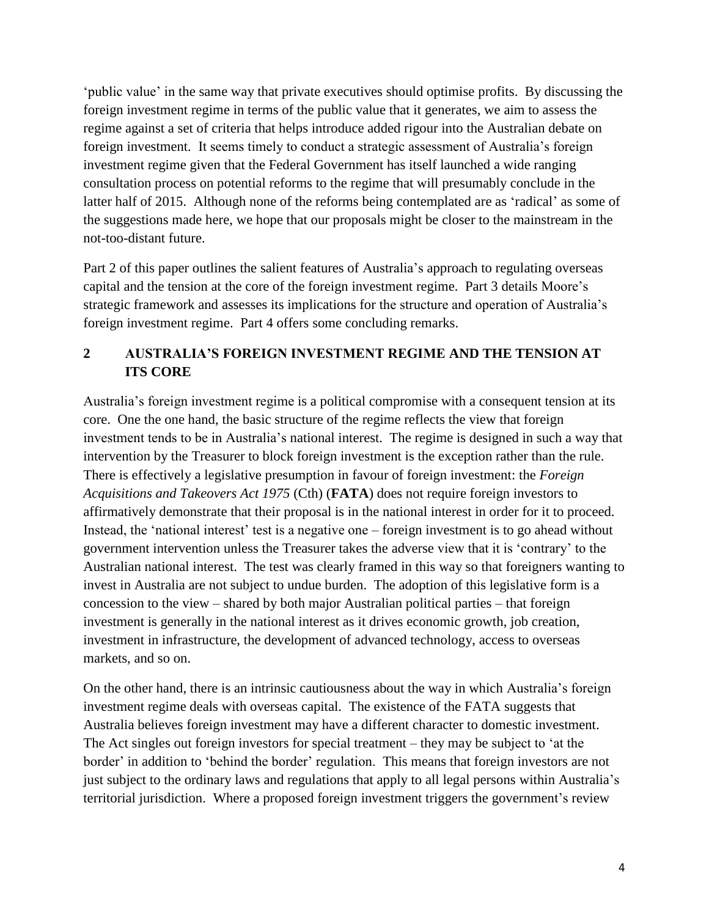'public value' in the same way that private executives should optimise profits. By discussing the foreign investment regime in terms of the public value that it generates, we aim to assess the regime against a set of criteria that helps introduce added rigour into the Australian debate on foreign investment. It seems timely to conduct a strategic assessment of Australia's foreign investment regime given that the Federal Government has itself launched a wide ranging consultation process on potential reforms to the regime that will presumably conclude in the latter half of 2015. Although none of the reforms being contemplated are as 'radical' as some of the suggestions made here, we hope that our proposals might be closer to the mainstream in the not-too-distant future.

Part 2 of this paper outlines the salient features of Australia's approach to regulating overseas capital and the tension at the core of the foreign investment regime. Part 3 details Moore's strategic framework and assesses its implications for the structure and operation of Australia's foreign investment regime. Part 4 offers some concluding remarks.

## 2 AUSTRALIA'S FOREIGN INVESTMENT REGIME AND THE TENSION AT ITS CORE

Australia's foreign investment regime is a political compromise with a consequent tension at its core. One the one hand, the basic structure of the regime reflects the view that foreign investment tends to be in Australia's national interest. The regime is designed in such a way that intervention by the Treasurer to block foreign investment is the exception rather than the rule. There is effectively a legislative presumption in favour of foreign investment: the *Foreign Acquisitions and Takeovers Act 1975* (Cth) (**FATA**) does not require foreign investors to affirmatively demonstrate that their proposal is in the national interest in order for it to proceed. Instead, the 'national interest' test is a negative one – foreign investment is to go ahead without government intervention unless the Treasurer takes the adverse view that it is 'contrary' to the Australian national interest. The test was clearly framed in this way so that foreigners wanting to invest in Australia are not subject to undue burden. The adoption of this legislative form is a concession to the view – shared by both major Australian political parties – that foreign investment is generally in the national interest as it drives economic growth, job creation, investment in infrastructure, the development of advanced technology, access to overseas markets, and so on.

On the other hand, there is an intrinsic cautiousness about the way in which Australia's foreign investment regime deals with overseas capital. The existence of the FATA suggests that Australia believes foreign investment may have a different character to domestic investment. The Act singles out foreign investors for special treatment – they may be subject to 'at the border' in addition to 'behind the border' regulation. This means that foreign investors are not just subject to the ordinary laws and regulations that apply to all legal persons within Australia's territorial jurisdiction. Where a proposed foreign investment triggers the government's review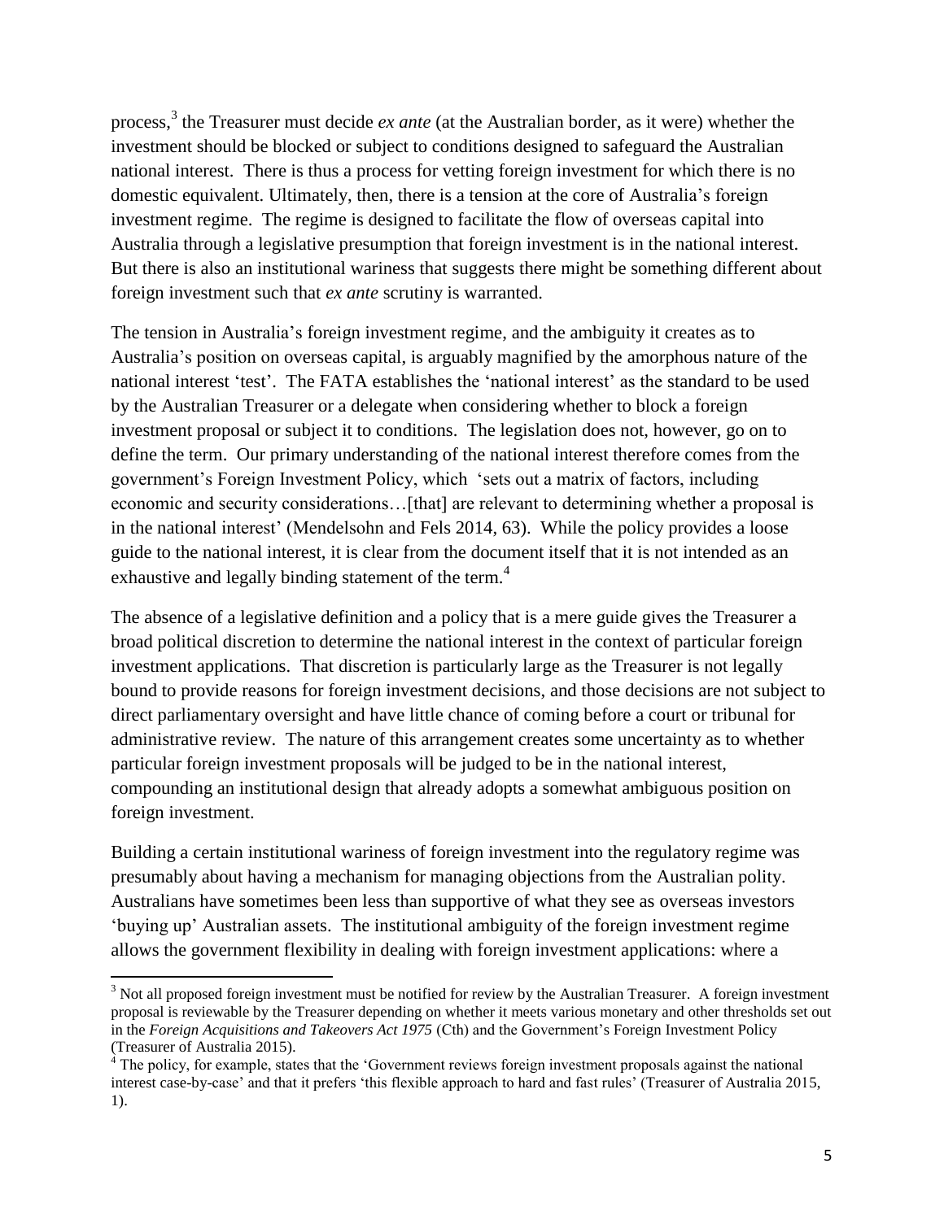process,[3] the Treasurer must decide *ex ante* (at the Australian border, as it were) whether the investment should be blocked or subject to conditions designed to safeguard the Australian national interest. There is thus a process for vetting foreign investment for which there is no domestic equivalent. Ultimately, then, there is a tension at the core of Australia's foreign investment regime. The regime is designed to facilitate the flow of overseas capital into Australia through a legislative presumption that foreign investment is in the national interest. But there is also an institutional wariness that suggests there might be something different about foreign investment such that *ex ante* scrutiny is warranted.

The tension in Australia's foreign investment regime, and the ambiguity it creates as to Australia's position on overseas capital, is arguably magnified by the amorphous nature of the national interest 'test'. The FATA establishes the 'national interest' as the standard to be used by the Australian Treasurer or a delegate when considering whether to block a foreign investment proposal or subject it to conditions. The legislation does not, however, go on to define the term. Our primary understanding of the national interest therefore comes from the government's Foreign Investment Policy, which 'sets out a matrix of factors, including economic and security considerations…[that] are relevant to determining whether a proposal is in the national interest' (Mendelsohn and Fels 2014, 63). While the policy provides a loose guide to the national interest, it is clear from the document itself that it is not intended as an exhaustive and legally binding statement of the term.[4]

The absence of a legislative definition and a policy that is a mere guide gives the Treasurer a broad political discretion to determine the national interest in the context of particular foreign investment applications. That discretion is particularly large as the Treasurer is not legally bound to provide reasons for foreign investment decisions, and those decisions are not subject to direct parliamentary oversight and have little chance of coming before a court or tribunal for administrative review. The nature of this arrangement creates some uncertainty as to whether particular foreign investment proposals will be judged to be in the national interest, compounding an institutional design that already adopts a somewhat ambiguous position on foreign investment.

Building a certain institutional wariness of foreign investment into the regulatory regime was presumably about having a mechanism for managing objections from the Australian polity. Australians have sometimes been less than supportive of what they see as overseas investors 'buying up' Australian assets. The institutional ambiguity of the foreign investment regime allows the government flexibility in dealing with foreign investment applications: where a

---

[3] Not all proposed foreign investment must be notified for review by the Australian Treasurer. A foreign investment proposal is reviewable by the Treasurer depending on whether it meets various monetary and other thresholds set out in the *Foreign Acquisitions and Takeovers Act 1975* (Cth) and the Government's Foreign Investment Policy (Treasurer of Australia 2015).

[4] The policy, for example, states that the 'Government reviews foreign investment proposals against the national interest case-by-case' and that it prefers 'this flexible approach to hard and fast rules' (Treasurer of Australia 2015, 1).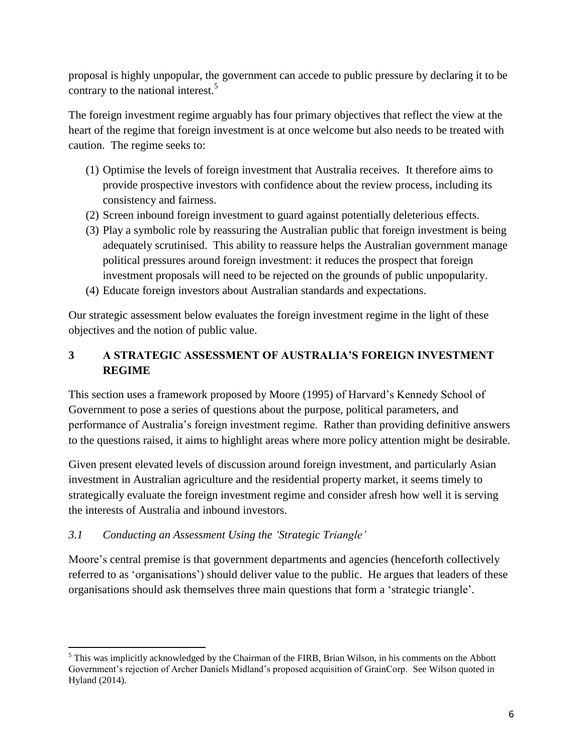proposal is highly unpopular, the government can accede to public pressure by declaring it to be contrary to the national interest.[5]

The foreign investment regime arguably has four primary objectives that reflect the view at the heart of the regime that foreign investment is at once welcome but also needs to be treated with caution. The regime seeks to:

(1) Optimise the levels of foreign investment that Australia receives. It therefore aims to provide prospective investors with confidence about the review process, including its consistency and fairness.
(2) Screen inbound foreign investment to guard against potentially deleterious effects.
(3) Play a symbolic role by reassuring the Australian public that foreign investment is being adequately scrutinised. This ability to reassure helps the Australian government manage political pressures around foreign investment: it reduces the prospect that foreign investment proposals will need to be rejected on the grounds of public unpopularity.
(4) Educate foreign investors about Australian standards and expectations.

Our strategic assessment below evaluates the foreign investment regime in the light of these objectives and the notion of public value.

## 3 A STRATEGIC ASSESSMENT OF AUSTRALIA'S FOREIGN INVESTMENT REGIME

This section uses a framework proposed by Moore (1995) of Harvard's Kennedy School of Government to pose a series of questions about the purpose, political parameters, and performance of Australia's foreign investment regime. Rather than providing definitive answers to the questions raised, it aims to highlight areas where more policy attention might be desirable.

Given present elevated levels of discussion around foreign investment, and particularly Asian investment in Australian agriculture and the residential property market, it seems timely to strategically evaluate the foreign investment regime and consider afresh how well it is serving the interests of Australia and inbound investors.

### *3.1 Conducting an Assessment Using the 'Strategic Triangle'*

Moore's central premise is that government departments and agencies (henceforth collectively referred to as 'organisations') should deliver value to the public. He argues that leaders of these organisations should ask themselves three main questions that form a 'strategic triangle'.

---

[5] This was implicitly acknowledged by the Chairman of the FIRB, Brian Wilson, in his comments on the Abbott Government's rejection of Archer Daniels Midland's proposed acquisition of GrainCorp. See Wilson quoted in Hyland (2014).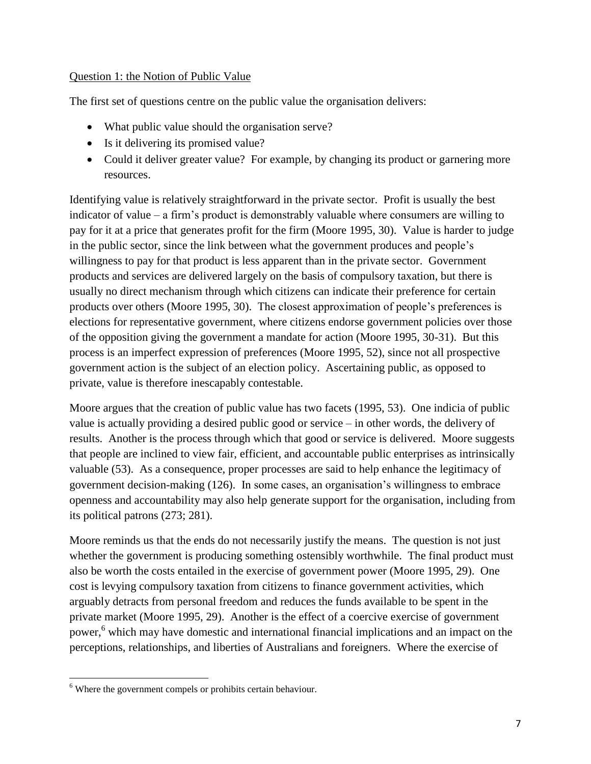Question 1: the Notion of Public Value

The first set of questions centre on the public value the organisation delivers:

- What public value should the organisation serve?
- Is it delivering its promised value?
- Could it deliver greater value? For example, by changing its product or garnering more resources.

Identifying value is relatively straightforward in the private sector. Profit is usually the best indicator of value – a firm's product is demonstrably valuable where consumers are willing to pay for it at a price that generates profit for the firm (Moore 1995, 30). Value is harder to judge in the public sector, since the link between what the government produces and people's willingness to pay for that product is less apparent than in the private sector. Government products and services are delivered largely on the basis of compulsory taxation, but there is usually no direct mechanism through which citizens can indicate their preference for certain products over others (Moore 1995, 30). The closest approximation of people's preferences is elections for representative government, where citizens endorse government policies over those of the opposition giving the government a mandate for action (Moore 1995, 30-31). But this process is an imperfect expression of preferences (Moore 1995, 52), since not all prospective government action is the subject of an election policy. Ascertaining public, as opposed to private, value is therefore inescapably contestable.

Moore argues that the creation of public value has two facets (1995, 53). One indicia of public value is actually providing a desired public good or service – in other words, the delivery of results. Another is the process through which that good or service is delivered. Moore suggests that people are inclined to view fair, efficient, and accountable public enterprises as intrinsically valuable (53). As a consequence, proper processes are said to help enhance the legitimacy of government decision-making (126). In some cases, an organisation's willingness to embrace openness and accountability may also help generate support for the organisation, including from its political patrons (273; 281).

Moore reminds us that the ends do not necessarily justify the means. The question is not just whether the government is producing something ostensibly worthwhile. The final product must also be worth the costs entailed in the exercise of government power (Moore 1995, 29). One cost is levying compulsory taxation from citizens to finance government activities, which arguably detracts from personal freedom and reduces the funds available to be spent in the private market (Moore 1995, 29). Another is the effect of a coercive exercise of government power,[6] which may have domestic and international financial implications and an impact on the perceptions, relationships, and liberties of Australians and foreigners. Where the exercise of

[6] Where the government compels or prohibits certain behaviour.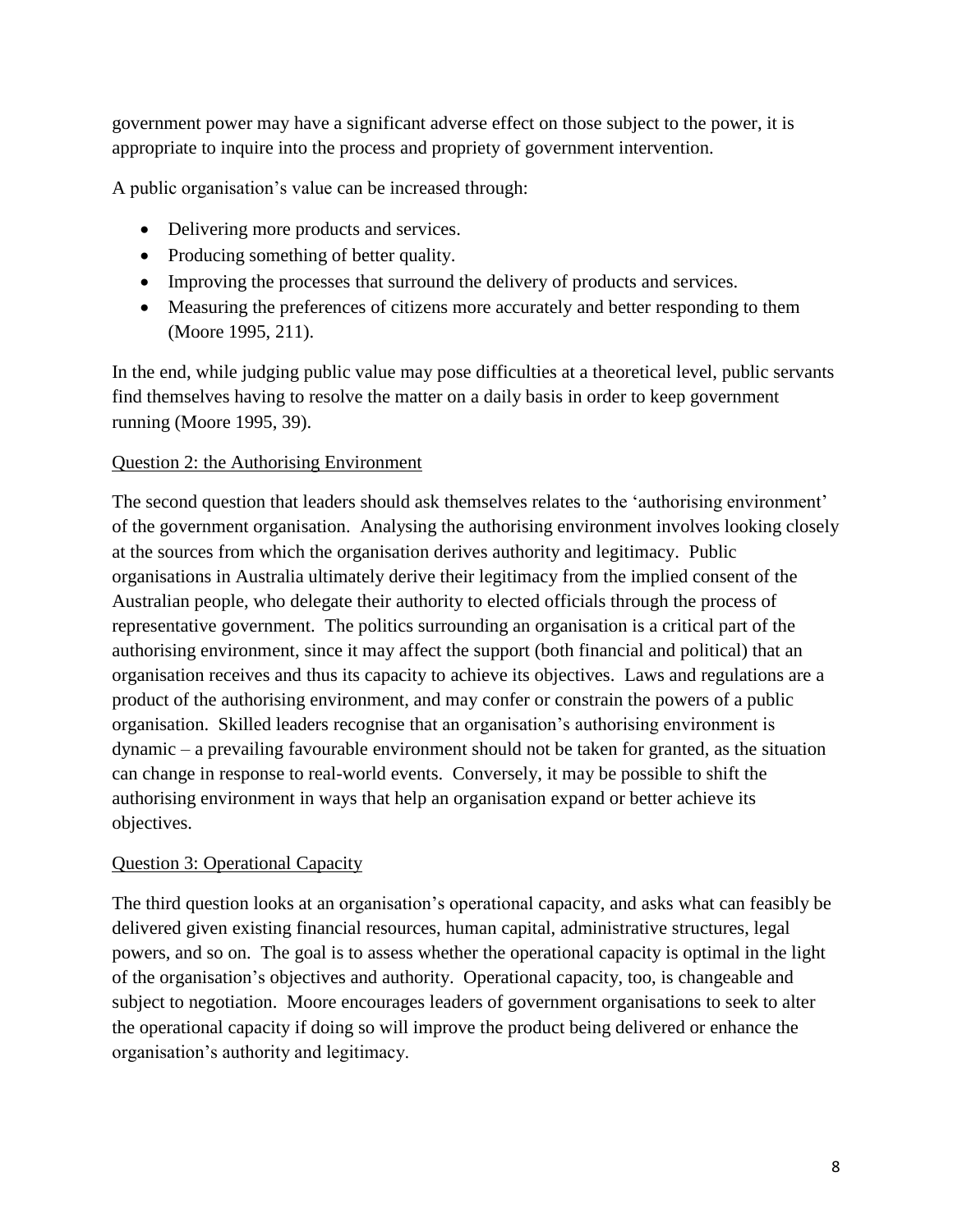government power may have a significant adverse effect on those subject to the power, it is appropriate to inquire into the process and propriety of government intervention.

A public organisation's value can be increased through:

- Delivering more products and services.
- Producing something of better quality.
- Improving the processes that surround the delivery of products and services.
- Measuring the preferences of citizens more accurately and better responding to them (Moore 1995, 211).

In the end, while judging public value may pose difficulties at a theoretical level, public servants find themselves having to resolve the matter on a daily basis in order to keep government running (Moore 1995, 39).

### Question 2: the Authorising Environment

The second question that leaders should ask themselves relates to the 'authorising environment' of the government organisation. Analysing the authorising environment involves looking closely at the sources from which the organisation derives authority and legitimacy. Public organisations in Australia ultimately derive their legitimacy from the implied consent of the Australian people, who delegate their authority to elected officials through the process of representative government. The politics surrounding an organisation is a critical part of the authorising environment, since it may affect the support (both financial and political) that an organisation receives and thus its capacity to achieve its objectives. Laws and regulations are a product of the authorising environment, and may confer or constrain the powers of a public organisation. Skilled leaders recognise that an organisation's authorising environment is dynamic – a prevailing favourable environment should not be taken for granted, as the situation can change in response to real-world events. Conversely, it may be possible to shift the authorising environment in ways that help an organisation expand or better achieve its objectives.

### Question 3: Operational Capacity

The third question looks at an organisation's operational capacity, and asks what can feasibly be delivered given existing financial resources, human capital, administrative structures, legal powers, and so on. The goal is to assess whether the operational capacity is optimal in the light of the organisation's objectives and authority. Operational capacity, too, is changeable and subject to negotiation. Moore encourages leaders of government organisations to seek to alter the operational capacity if doing so will improve the product being delivered or enhance the organisation's authority and legitimacy.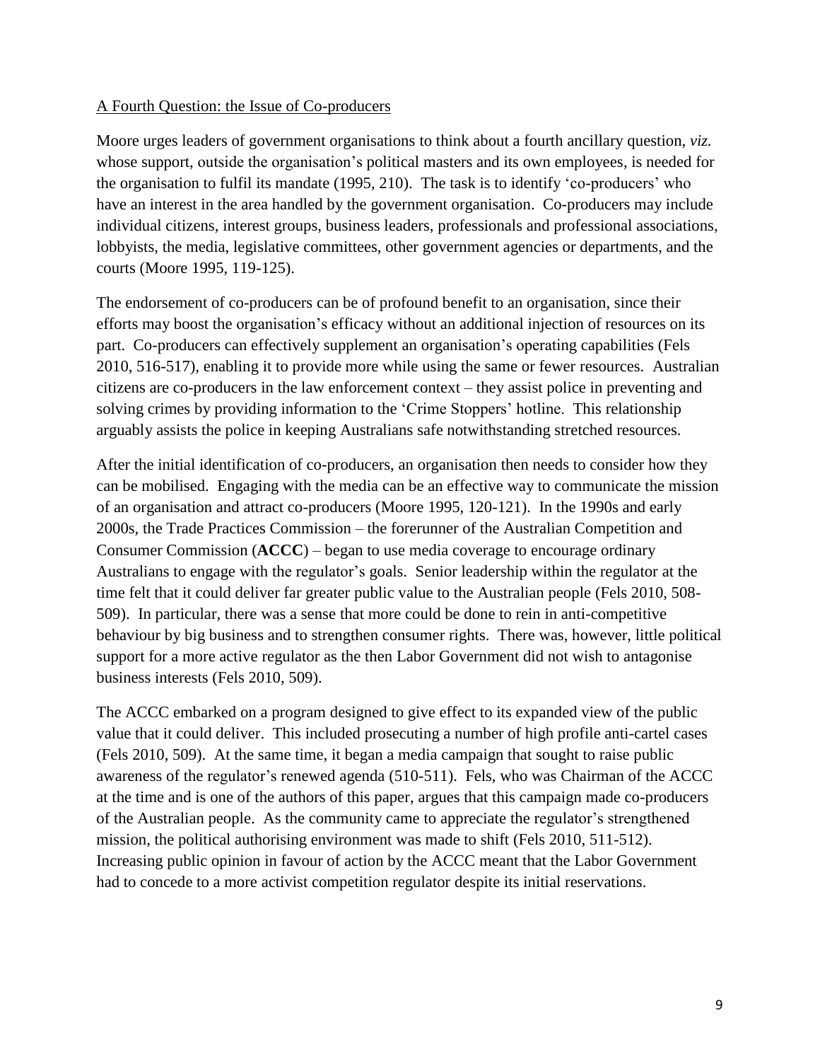A Fourth Question: the Issue of Co-producers

Moore urges leaders of government organisations to think about a fourth ancillary question, *viz.* whose support, outside the organisation's political masters and its own employees, is needed for the organisation to fulfil its mandate (1995, 210). The task is to identify 'co-producers' who have an interest in the area handled by the government organisation. Co-producers may include individual citizens, interest groups, business leaders, professionals and professional associations, lobbyists, the media, legislative committees, other government agencies or departments, and the courts (Moore 1995, 119-125).

The endorsement of co-producers can be of profound benefit to an organisation, since their efforts may boost the organisation's efficacy without an additional injection of resources on its part. Co-producers can effectively supplement an organisation's operating capabilities (Fels 2010, 516-517), enabling it to provide more while using the same or fewer resources. Australian citizens are co-producers in the law enforcement context – they assist police in preventing and solving crimes by providing information to the 'Crime Stoppers' hotline. This relationship arguably assists the police in keeping Australians safe notwithstanding stretched resources.

After the initial identification of co-producers, an organisation then needs to consider how they can be mobilised. Engaging with the media can be an effective way to communicate the mission of an organisation and attract co-producers (Moore 1995, 120-121). In the 1990s and early 2000s, the Trade Practices Commission – the forerunner of the Australian Competition and Consumer Commission (**ACCC**) – began to use media coverage to encourage ordinary Australians to engage with the regulator's goals. Senior leadership within the regulator at the time felt that it could deliver far greater public value to the Australian people (Fels 2010, 508-509). In particular, there was a sense that more could be done to rein in anti-competitive behaviour by big business and to strengthen consumer rights. There was, however, little political support for a more active regulator as the then Labor Government did not wish to antagonise business interests (Fels 2010, 509).

The ACCC embarked on a program designed to give effect to its expanded view of the public value that it could deliver. This included prosecuting a number of high profile anti-cartel cases (Fels 2010, 509). At the same time, it began a media campaign that sought to raise public awareness of the regulator's renewed agenda (510-511). Fels, who was Chairman of the ACCC at the time and is one of the authors of this paper, argues that this campaign made co-producers of the Australian people. As the community came to appreciate the regulator's strengthened mission, the political authorising environment was made to shift (Fels 2010, 511-512). Increasing public opinion in favour of action by the ACCC meant that the Labor Government had to concede to a more activist competition regulator despite its initial reservations.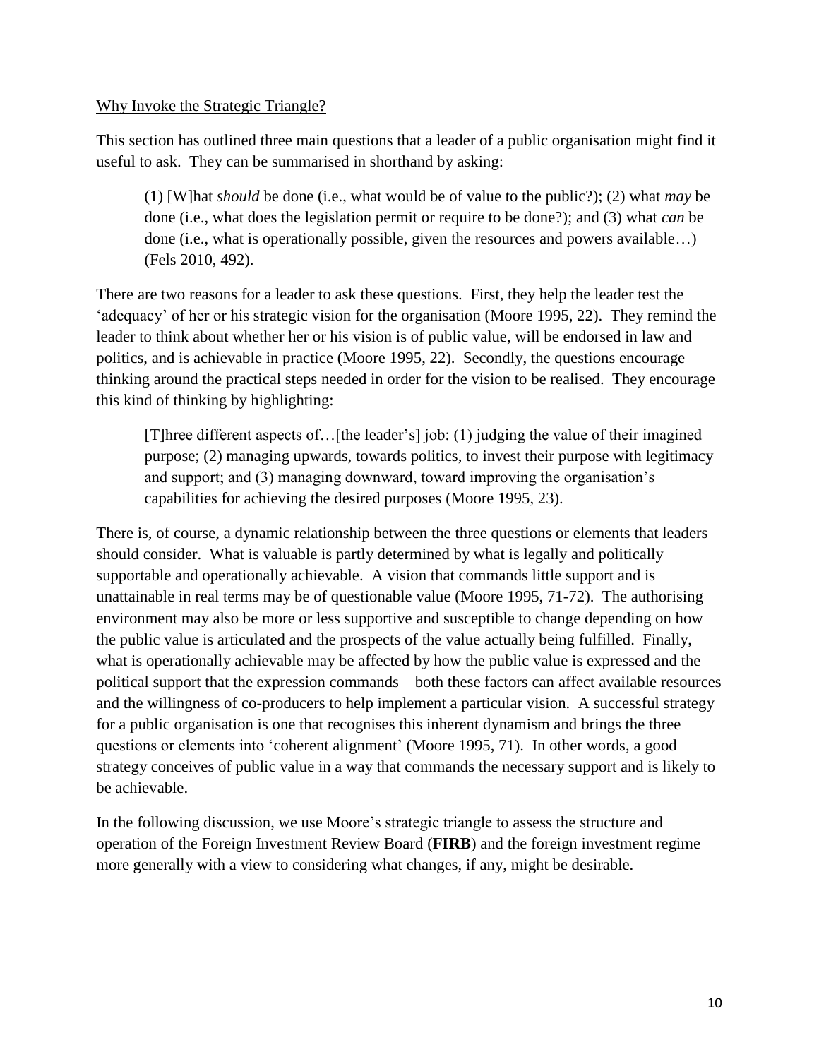Why Invoke the Strategic Triangle?

This section has outlined three main questions that a leader of a public organisation might find it useful to ask. They can be summarised in shorthand by asking:

> (1) [W]hat *should* be done (i.e., what would be of value to the public?); (2) what *may* be done (i.e., what does the legislation permit or require to be done?); and (3) what *can* be done (i.e., what is operationally possible, given the resources and powers available…) (Fels 2010, 492).

There are two reasons for a leader to ask these questions. First, they help the leader test the 'adequacy' of her or his strategic vision for the organisation (Moore 1995, 22). They remind the leader to think about whether her or his vision is of public value, will be endorsed in law and politics, and is achievable in practice (Moore 1995, 22). Secondly, the questions encourage thinking around the practical steps needed in order for the vision to be realised. They encourage this kind of thinking by highlighting:

> [T]hree different aspects of…[the leader's] job: (1) judging the value of their imagined purpose; (2) managing upwards, towards politics, to invest their purpose with legitimacy and support; and (3) managing downward, toward improving the organisation's capabilities for achieving the desired purposes (Moore 1995, 23).

There is, of course, a dynamic relationship between the three questions or elements that leaders should consider. What is valuable is partly determined by what is legally and politically supportable and operationally achievable. A vision that commands little support and is unattainable in real terms may be of questionable value (Moore 1995, 71-72). The authorising environment may also be more or less supportive and susceptible to change depending on how the public value is articulated and the prospects of the value actually being fulfilled. Finally, what is operationally achievable may be affected by how the public value is expressed and the political support that the expression commands – both these factors can affect available resources and the willingness of co-producers to help implement a particular vision. A successful strategy for a public organisation is one that recognises this inherent dynamism and brings the three questions or elements into 'coherent alignment' (Moore 1995, 71). In other words, a good strategy conceives of public value in a way that commands the necessary support and is likely to be achievable.

In the following discussion, we use Moore's strategic triangle to assess the structure and operation of the Foreign Investment Review Board (**FIRB**) and the foreign investment regime more generally with a view to considering what changes, if any, might be desirable.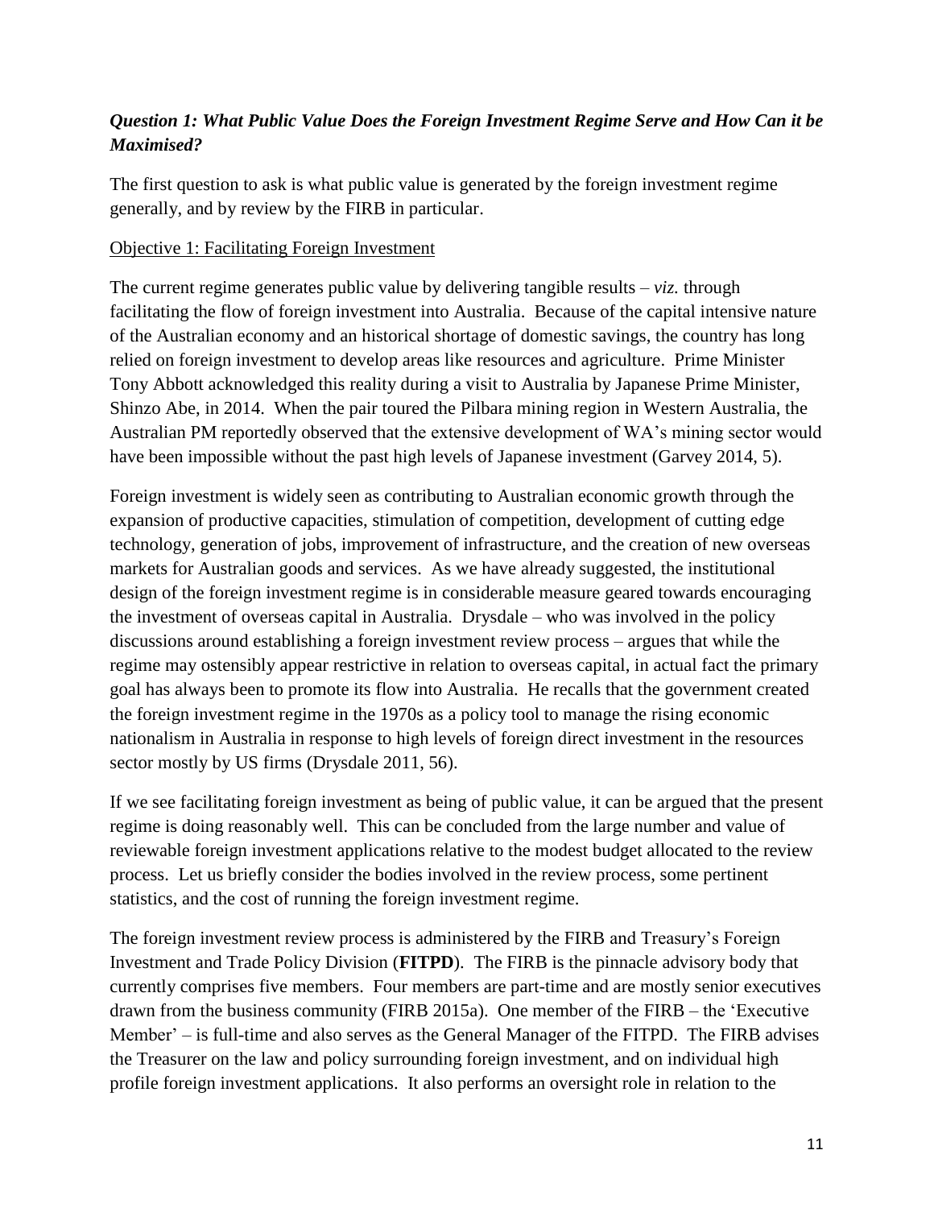### *Question 1: What Public Value Does the Foreign Investment Regime Serve and How Can it be Maximised?*

The first question to ask is what public value is generated by the foreign investment regime generally, and by review by the FIRB in particular.

<u>Objective 1: Facilitating Foreign Investment</u>

The current regime generates public value by delivering tangible results – *viz.* through facilitating the flow of foreign investment into Australia. Because of the capital intensive nature of the Australian economy and an historical shortage of domestic savings, the country has long relied on foreign investment to develop areas like resources and agriculture. Prime Minister Tony Abbott acknowledged this reality during a visit to Australia by Japanese Prime Minister, Shinzo Abe, in 2014. When the pair toured the Pilbara mining region in Western Australia, the Australian PM reportedly observed that the extensive development of WA's mining sector would have been impossible without the past high levels of Japanese investment (Garvey 2014, 5).

Foreign investment is widely seen as contributing to Australian economic growth through the expansion of productive capacities, stimulation of competition, development of cutting edge technology, generation of jobs, improvement of infrastructure, and the creation of new overseas markets for Australian goods and services. As we have already suggested, the institutional design of the foreign investment regime is in considerable measure geared towards encouraging the investment of overseas capital in Australia. Drysdale – who was involved in the policy discussions around establishing a foreign investment review process – argues that while the regime may ostensibly appear restrictive in relation to overseas capital, in actual fact the primary goal has always been to promote its flow into Australia. He recalls that the government created the foreign investment regime in the 1970s as a policy tool to manage the rising economic nationalism in Australia in response to high levels of foreign direct investment in the resources sector mostly by US firms (Drysdale 2011, 56).

If we see facilitating foreign investment as being of public value, it can be argued that the present regime is doing reasonably well. This can be concluded from the large number and value of reviewable foreign investment applications relative to the modest budget allocated to the review process. Let us briefly consider the bodies involved in the review process, some pertinent statistics, and the cost of running the foreign investment regime.

The foreign investment review process is administered by the FIRB and Treasury's Foreign Investment and Trade Policy Division (**FITPD**). The FIRB is the pinnacle advisory body that currently comprises five members. Four members are part-time and are mostly senior executives drawn from the business community (FIRB 2015a). One member of the FIRB – the 'Executive Member' – is full-time and also serves as the General Manager of the FITPD. The FIRB advises the Treasurer on the law and policy surrounding foreign investment, and on individual high profile foreign investment applications. It also performs an oversight role in relation to the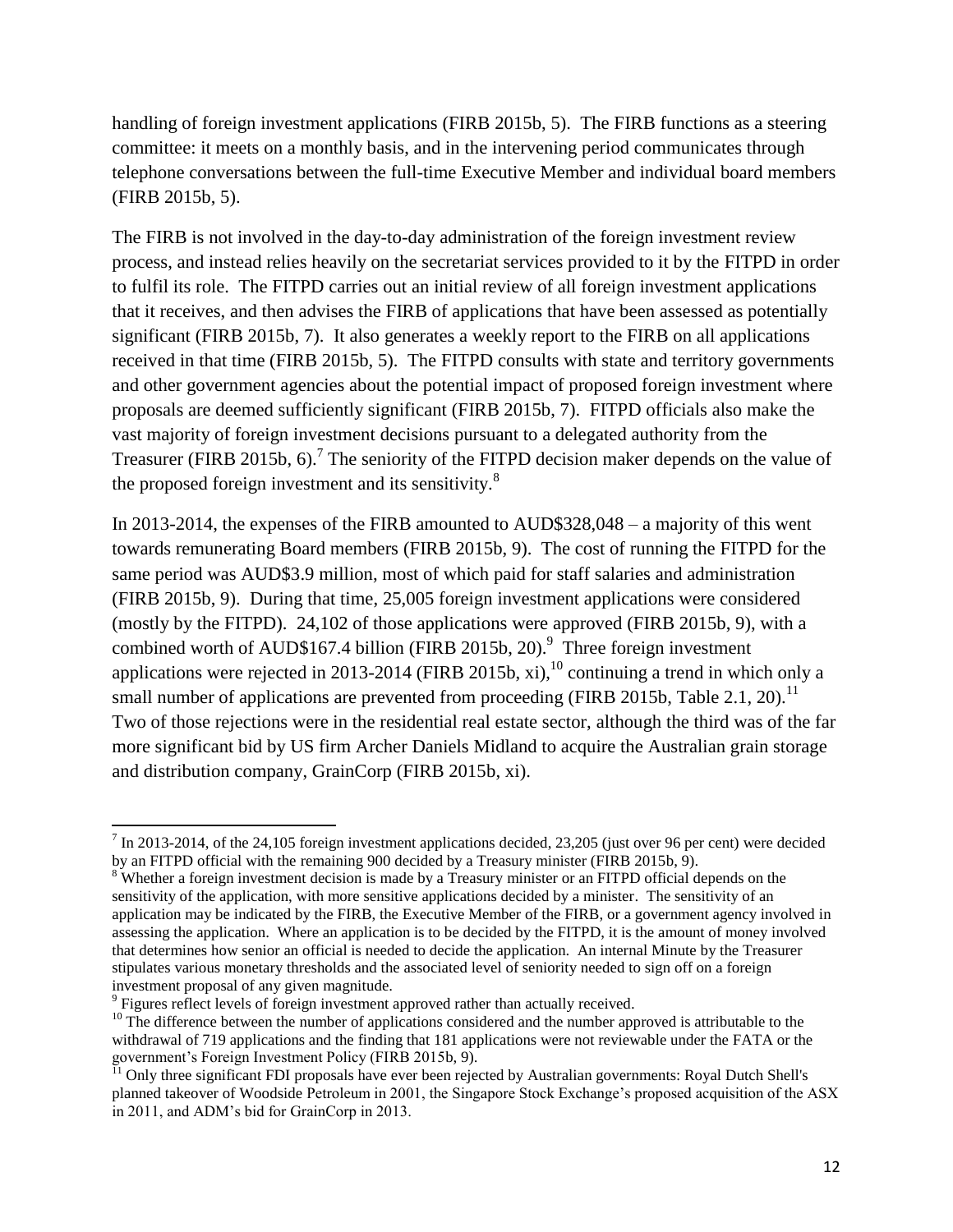handling of foreign investment applications (FIRB 2015b, 5). The FIRB functions as a steering committee: it meets on a monthly basis, and in the intervening period communicates through telephone conversations between the full-time Executive Member and individual board members (FIRB 2015b, 5).

The FIRB is not involved in the day-to-day administration of the foreign investment review process, and instead relies heavily on the secretariat services provided to it by the FITPD in order to fulfil its role. The FITPD carries out an initial review of all foreign investment applications that it receives, and then advises the FIRB of applications that have been assessed as potentially significant (FIRB 2015b, 7). It also generates a weekly report to the FIRB on all applications received in that time (FIRB 2015b, 5). The FITPD consults with state and territory governments and other government agencies about the potential impact of proposed foreign investment where proposals are deemed sufficiently significant (FIRB 2015b, 7). FITPD officials also make the vast majority of foreign investment decisions pursuant to a delegated authority from the Treasurer (FIRB 2015b, 6).[7] The seniority of the FITPD decision maker depends on the value of the proposed foreign investment and its sensitivity.[8]

In 2013-2014, the expenses of the FIRB amounted to AUD$328,048 – a majority of this went towards remunerating Board members (FIRB 2015b, 9). The cost of running the FITPD for the same period was AUD$3.9 million, most of which paid for staff salaries and administration (FIRB 2015b, 9). During that time, 25,005 foreign investment applications were considered (mostly by the FITPD). 24,102 of those applications were approved (FIRB 2015b, 9), with a combined worth of AUD$167.4 billion (FIRB 2015b, 20).[9] Three foreign investment applications were rejected in 2013-2014 (FIRB 2015b, xi),[10] continuing a trend in which only a small number of applications are prevented from proceeding (FIRB 2015b, Table 2.1, 20).[11] Two of those rejections were in the residential real estate sector, although the third was of the far more significant bid by US firm Archer Daniels Midland to acquire the Australian grain storage and distribution company, GrainCorp (FIRB 2015b, xi).

---

[7] In 2013-2014, of the 24,105 foreign investment applications decided, 23,205 (just over 96 per cent) were decided by an FITPD official with the remaining 900 decided by a Treasury minister (FIRB 2015b, 9).

[8] Whether a foreign investment decision is made by a Treasury minister or an FITPD official depends on the sensitivity of the application, with more sensitive applications decided by a minister. The sensitivity of an application may be indicated by the FIRB, the Executive Member of the FIRB, or a government agency involved in assessing the application. Where an application is to be decided by the FITPD, it is the amount of money involved that determines how senior an official is needed to decide the application. An internal Minute by the Treasurer stipulates various monetary thresholds and the associated level of seniority needed to sign off on a foreign investment proposal of any given magnitude.

[9] Figures reflect levels of foreign investment approved rather than actually received.

[10] The difference between the number of applications considered and the number approved is attributable to the withdrawal of 719 applications and the finding that 181 applications were not reviewable under the FATA or the government's Foreign Investment Policy (FIRB 2015b, 9).

[11] Only three significant FDI proposals have ever been rejected by Australian governments: Royal Dutch Shell's planned takeover of Woodside Petroleum in 2001, the Singapore Stock Exchange's proposed acquisition of the ASX in 2011, and ADM's bid for GrainCorp in 2013.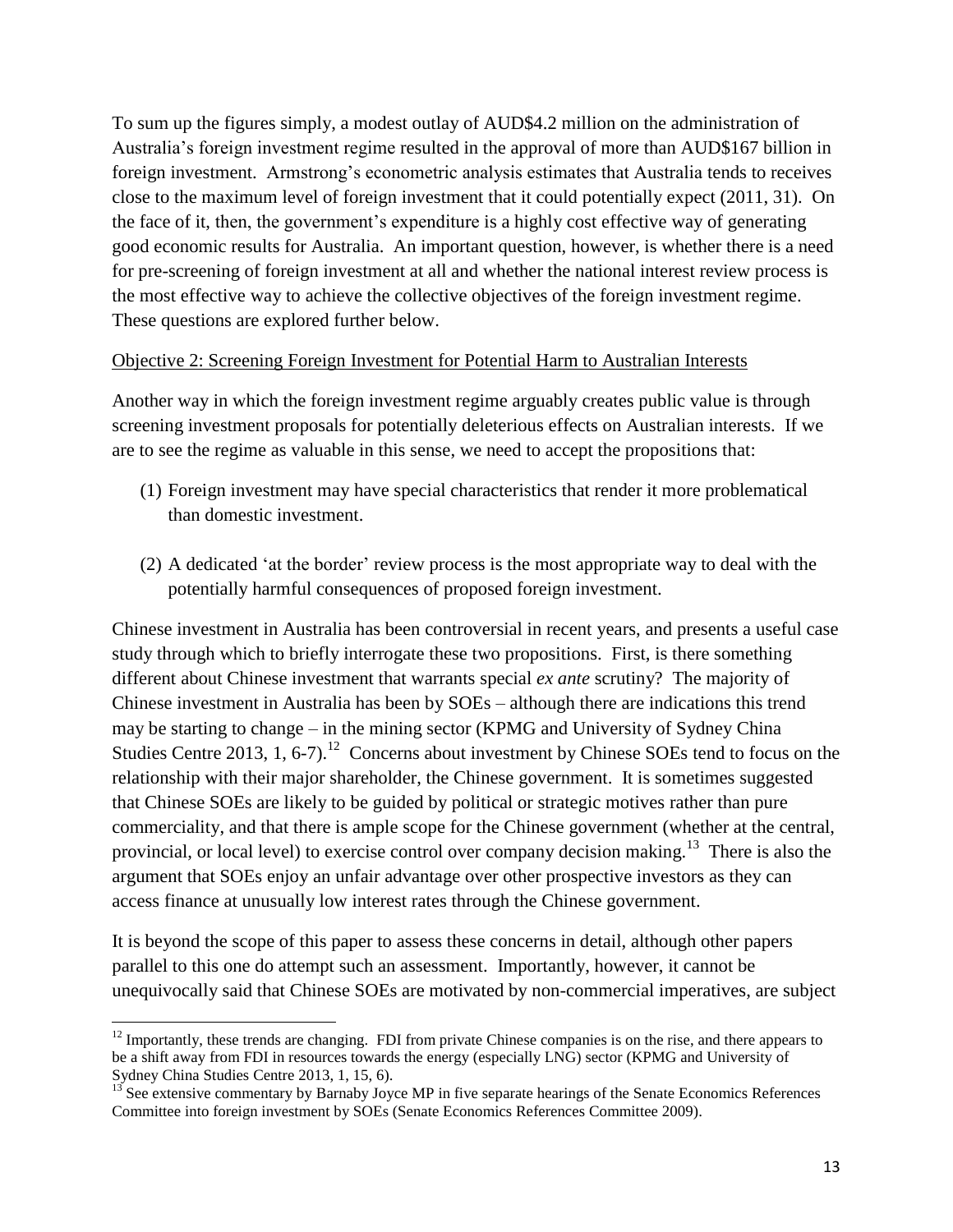To sum up the figures simply, a modest outlay of AUD$4.2 million on the administration of Australia's foreign investment regime resulted in the approval of more than AUD$167 billion in foreign investment. Armstrong's econometric analysis estimates that Australia tends to receives close to the maximum level of foreign investment that it could potentially expect (2011, 31). On the face of it, then, the government's expenditure is a highly cost effective way of generating good economic results for Australia. An important question, however, is whether there is a need for pre-screening of foreign investment at all and whether the national interest review process is the most effective way to achieve the collective objectives of the foreign investment regime. These questions are explored further below.

<u>Objective 2: Screening Foreign Investment for Potential Harm to Australian Interests</u>

Another way in which the foreign investment regime arguably creates public value is through screening investment proposals for potentially deleterious effects on Australian interests. If we are to see the regime as valuable in this sense, we need to accept the propositions that:

(1) Foreign investment may have special characteristics that render it more problematical than domestic investment.

(2) A dedicated 'at the border' review process is the most appropriate way to deal with the potentially harmful consequences of proposed foreign investment.

Chinese investment in Australia has been controversial in recent years, and presents a useful case study through which to briefly interrogate these two propositions. First, is there something different about Chinese investment that warrants special *ex ante* scrutiny? The majority of Chinese investment in Australia has been by SOEs – although there are indications this trend may be starting to change – in the mining sector (KPMG and University of Sydney China Studies Centre 2013, 1, 6-7).[12] Concerns about investment by Chinese SOEs tend to focus on the relationship with their major shareholder, the Chinese government. It is sometimes suggested that Chinese SOEs are likely to be guided by political or strategic motives rather than pure commerciality, and that there is ample scope for the Chinese government (whether at the central, provincial, or local level) to exercise control over company decision making.[13] There is also the argument that SOEs enjoy an unfair advantage over other prospective investors as they can access finance at unusually low interest rates through the Chinese government.

It is beyond the scope of this paper to assess these concerns in detail, although other papers parallel to this one do attempt such an assessment. Importantly, however, it cannot be unequivocally said that Chinese SOEs are motivated by non-commercial imperatives, are subject

---

[12] Importantly, these trends are changing. FDI from private Chinese companies is on the rise, and there appears to be a shift away from FDI in resources towards the energy (especially LNG) sector (KPMG and University of Sydney China Studies Centre 2013, 1, 15, 6).

[13] See extensive commentary by Barnaby Joyce MP in five separate hearings of the Senate Economics References Committee into foreign investment by SOEs (Senate Economics References Committee 2009).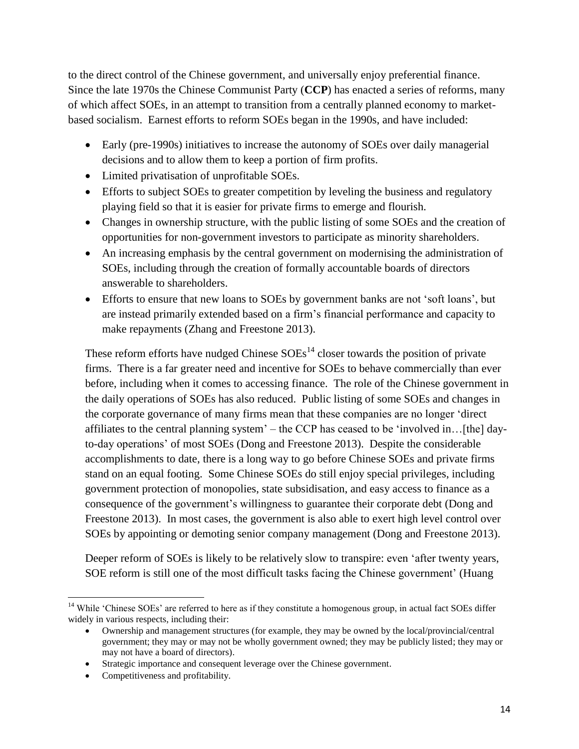to the direct control of the Chinese government, and universally enjoy preferential finance. Since the late 1970s the Chinese Communist Party (**CCP**) has enacted a series of reforms, many of which affect SOEs, in an attempt to transition from a centrally planned economy to market-based socialism. Earnest efforts to reform SOEs began in the 1990s, and have included:

- Early (pre-1990s) initiatives to increase the autonomy of SOEs over daily managerial decisions and to allow them to keep a portion of firm profits.
- Limited privatisation of unprofitable SOEs.
- Efforts to subject SOEs to greater competition by leveling the business and regulatory playing field so that it is easier for private firms to emerge and flourish.
- Changes in ownership structure, with the public listing of some SOEs and the creation of opportunities for non-government investors to participate as minority shareholders.
- An increasing emphasis by the central government on modernising the administration of SOEs, including through the creation of formally accountable boards of directors answerable to shareholders.
- Efforts to ensure that new loans to SOEs by government banks are not 'soft loans', but are instead primarily extended based on a firm's financial performance and capacity to make repayments (Zhang and Freestone 2013).

These reform efforts have nudged Chinese SOEs[14] closer towards the position of private firms. There is a far greater need and incentive for SOEs to behave commercially than ever before, including when it comes to accessing finance. The role of the Chinese government in the daily operations of SOEs has also reduced. Public listing of some SOEs and changes in the corporate governance of many firms mean that these companies are no longer 'direct affiliates to the central planning system' – the CCP has ceased to be 'involved in…[the] day-to-day operations' of most SOEs (Dong and Freestone 2013). Despite the considerable accomplishments to date, there is a long way to go before Chinese SOEs and private firms stand on an equal footing. Some Chinese SOEs do still enjoy special privileges, including government protection of monopolies, state subsidisation, and easy access to finance as a consequence of the government's willingness to guarantee their corporate debt (Dong and Freestone 2013). In most cases, the government is also able to exert high level control over SOEs by appointing or demoting senior company management (Dong and Freestone 2013).

Deeper reform of SOEs is likely to be relatively slow to transpire: even 'after twenty years, SOE reform is still one of the most difficult tasks facing the Chinese government' (Huang

---

[14] While 'Chinese SOEs' are referred to here as if they constitute a homogenous group, in actual fact SOEs differ widely in various respects, including their:

- Ownership and management structures (for example, they may be owned by the local/provincial/central government; they may or may not be wholly government owned; they may be publicly listed; they may or may not have a board of directors).
- Strategic importance and consequent leverage over the Chinese government.
- Competitiveness and profitability.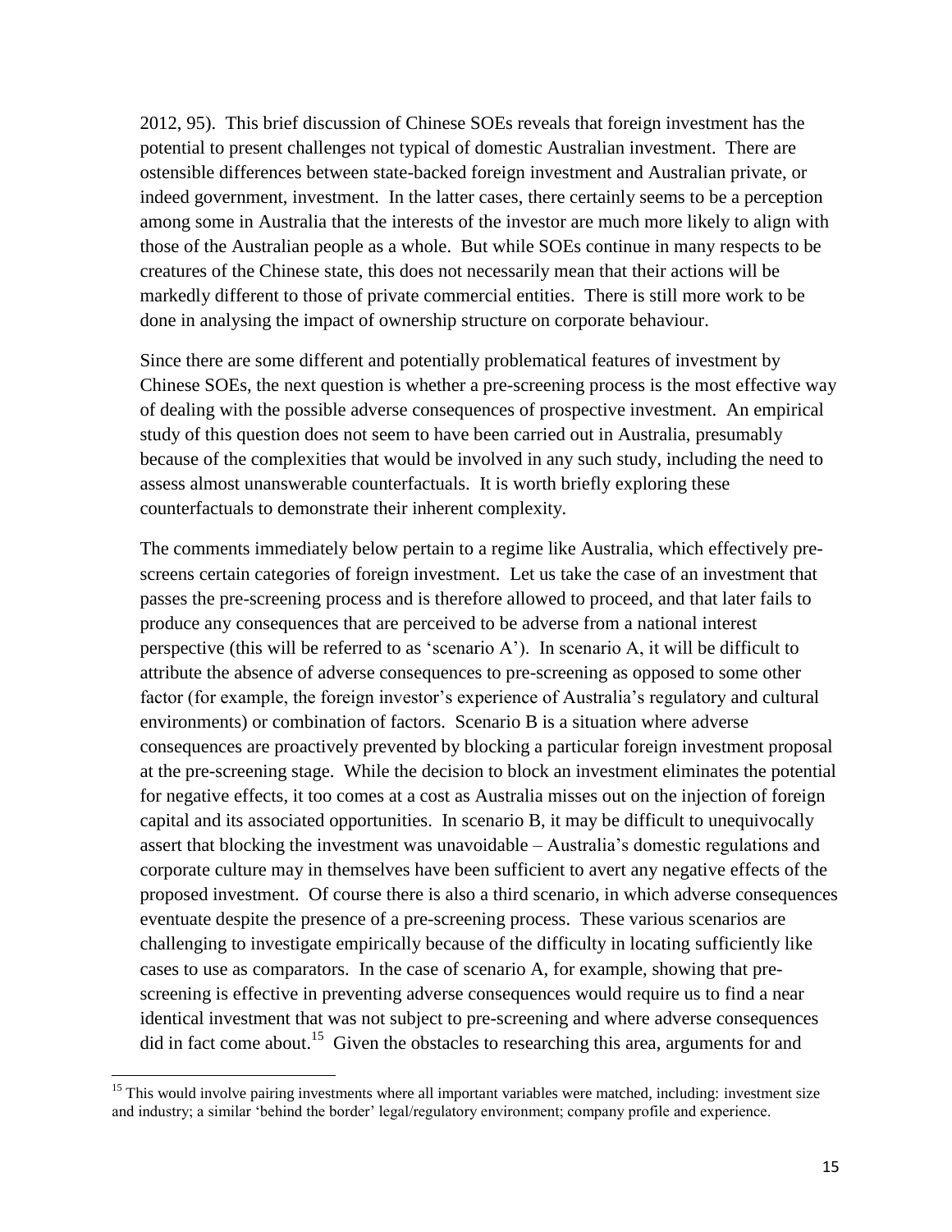2012, 95). This brief discussion of Chinese SOEs reveals that foreign investment has the potential to present challenges not typical of domestic Australian investment. There are ostensible differences between state-backed foreign investment and Australian private, or indeed government, investment. In the latter cases, there certainly seems to be a perception among some in Australia that the interests of the investor are much more likely to align with those of the Australian people as a whole. But while SOEs continue in many respects to be creatures of the Chinese state, this does not necessarily mean that their actions will be markedly different to those of private commercial entities. There is still more work to be done in analysing the impact of ownership structure on corporate behaviour.

Since there are some different and potentially problematical features of investment by Chinese SOEs, the next question is whether a pre-screening process is the most effective way of dealing with the possible adverse consequences of prospective investment. An empirical study of this question does not seem to have been carried out in Australia, presumably because of the complexities that would be involved in any such study, including the need to assess almost unanswerable counterfactuals. It is worth briefly exploring these counterfactuals to demonstrate their inherent complexity.

The comments immediately below pertain to a regime like Australia, which effectively pre-screens certain categories of foreign investment. Let us take the case of an investment that passes the pre-screening process and is therefore allowed to proceed, and that later fails to produce any consequences that are perceived to be adverse from a national interest perspective (this will be referred to as 'scenario A'). In scenario A, it will be difficult to attribute the absence of adverse consequences to pre-screening as opposed to some other factor (for example, the foreign investor's experience of Australia's regulatory and cultural environments) or combination of factors. Scenario B is a situation where adverse consequences are proactively prevented by blocking a particular foreign investment proposal at the pre-screening stage. While the decision to block an investment eliminates the potential for negative effects, it too comes at a cost as Australia misses out on the injection of foreign capital and its associated opportunities. In scenario B, it may be difficult to unequivocally assert that blocking the investment was unavoidable – Australia's domestic regulations and corporate culture may in themselves have been sufficient to avert any negative effects of the proposed investment. Of course there is also a third scenario, in which adverse consequences eventuate despite the presence of a pre-screening process. These various scenarios are challenging to investigate empirically because of the difficulty in locating sufficiently like cases to use as comparators. In the case of scenario A, for example, showing that pre-screening is effective in preventing adverse consequences would require us to find a near identical investment that was not subject to pre-screening and where adverse consequences did in fact come about.[15] Given the obstacles to researching this area, arguments for and

[15] This would involve pairing investments where all important variables were matched, including: investment size and industry; a similar 'behind the border' legal/regulatory environment; company profile and experience.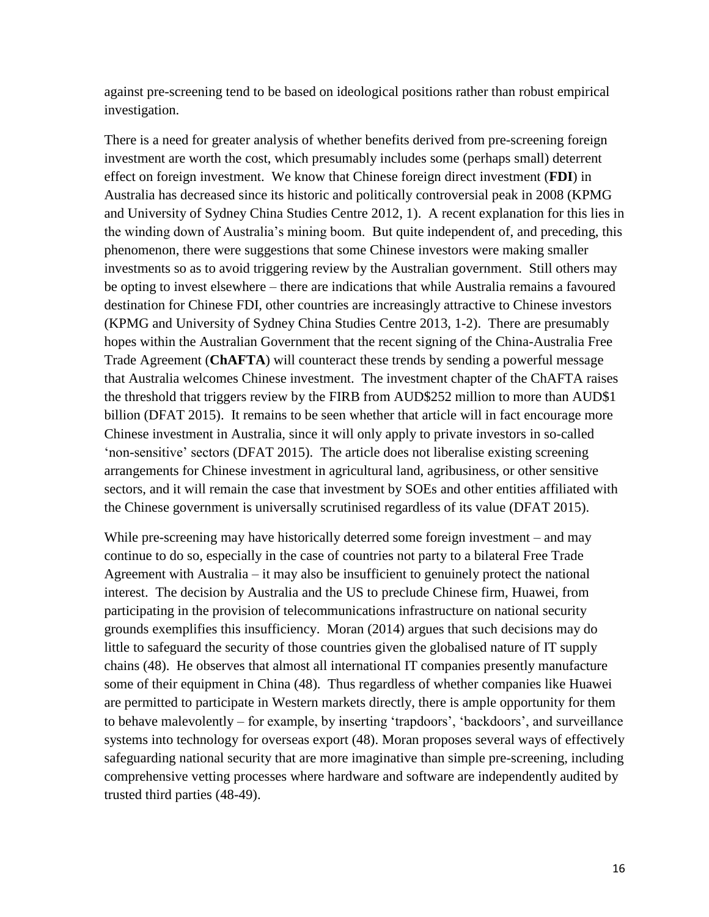against pre-screening tend to be based on ideological positions rather than robust empirical investigation.

There is a need for greater analysis of whether benefits derived from pre-screening foreign investment are worth the cost, which presumably includes some (perhaps small) deterrent effect on foreign investment. We know that Chinese foreign direct investment (**FDI**) in Australia has decreased since its historic and politically controversial peak in 2008 (KPMG and University of Sydney China Studies Centre 2012, 1). A recent explanation for this lies in the winding down of Australia's mining boom. But quite independent of, and preceding, this phenomenon, there were suggestions that some Chinese investors were making smaller investments so as to avoid triggering review by the Australian government. Still others may be opting to invest elsewhere – there are indications that while Australia remains a favoured destination for Chinese FDI, other countries are increasingly attractive to Chinese investors (KPMG and University of Sydney China Studies Centre 2013, 1-2). There are presumably hopes within the Australian Government that the recent signing of the China-Australia Free Trade Agreement (**ChAFTA**) will counteract these trends by sending a powerful message that Australia welcomes Chinese investment. The investment chapter of the ChAFTA raises the threshold that triggers review by the FIRB from AUD$252 million to more than AUD$1 billion (DFAT 2015). It remains to be seen whether that article will in fact encourage more Chinese investment in Australia, since it will only apply to private investors in so-called 'non-sensitive' sectors (DFAT 2015). The article does not liberalise existing screening arrangements for Chinese investment in agricultural land, agribusiness, or other sensitive sectors, and it will remain the case that investment by SOEs and other entities affiliated with the Chinese government is universally scrutinised regardless of its value (DFAT 2015).

While pre-screening may have historically deterred some foreign investment – and may continue to do so, especially in the case of countries not party to a bilateral Free Trade Agreement with Australia – it may also be insufficient to genuinely protect the national interest. The decision by Australia and the US to preclude Chinese firm, Huawei, from participating in the provision of telecommunications infrastructure on national security grounds exemplifies this insufficiency. Moran (2014) argues that such decisions may do little to safeguard the security of those countries given the globalised nature of IT supply chains (48). He observes that almost all international IT companies presently manufacture some of their equipment in China (48). Thus regardless of whether companies like Huawei are permitted to participate in Western markets directly, there is ample opportunity for them to behave malevolently – for example, by inserting 'trapdoors', 'backdoors', and surveillance systems into technology for overseas export (48). Moran proposes several ways of effectively safeguarding national security that are more imaginative than simple pre-screening, including comprehensive vetting processes where hardware and software are independently audited by trusted third parties (48-49).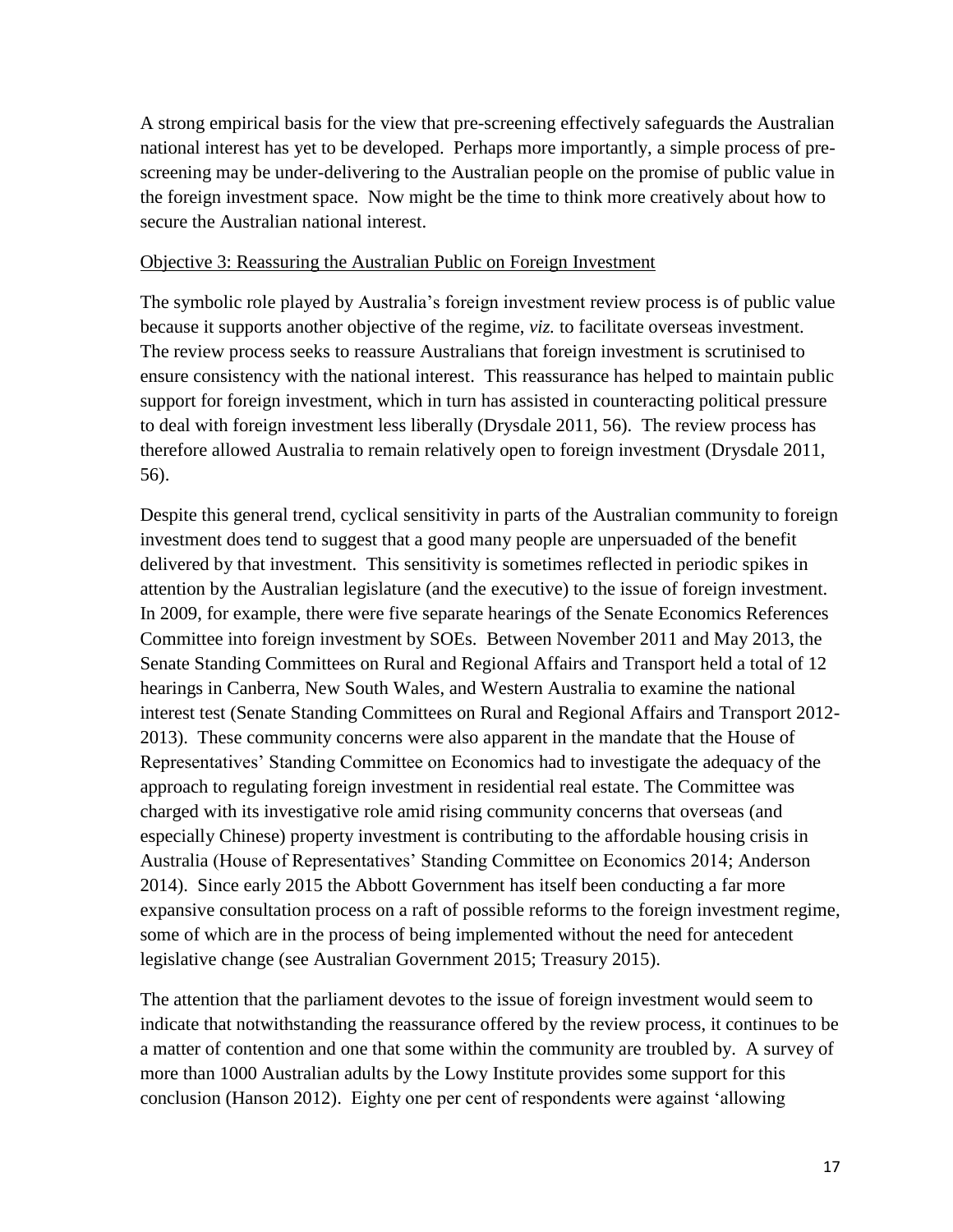A strong empirical basis for the view that pre-screening effectively safeguards the Australian national interest has yet to be developed. Perhaps more importantly, a simple process of pre-screening may be under-delivering to the Australian people on the promise of public value in the foreign investment space. Now might be the time to think more creatively about how to secure the Australian national interest.

### Objective 3: Reassuring the Australian Public on Foreign Investment

The symbolic role played by Australia's foreign investment review process is of public value because it supports another objective of the regime, *viz.* to facilitate overseas investment. The review process seeks to reassure Australians that foreign investment is scrutinised to ensure consistency with the national interest. This reassurance has helped to maintain public support for foreign investment, which in turn has assisted in counteracting political pressure to deal with foreign investment less liberally (Drysdale 2011, 56). The review process has therefore allowed Australia to remain relatively open to foreign investment (Drysdale 2011, 56).

Despite this general trend, cyclical sensitivity in parts of the Australian community to foreign investment does tend to suggest that a good many people are unpersuaded of the benefit delivered by that investment. This sensitivity is sometimes reflected in periodic spikes in attention by the Australian legislature (and the executive) to the issue of foreign investment. In 2009, for example, there were five separate hearings of the Senate Economics References Committee into foreign investment by SOEs. Between November 2011 and May 2013, the Senate Standing Committees on Rural and Regional Affairs and Transport held a total of 12 hearings in Canberra, New South Wales, and Western Australia to examine the national interest test (Senate Standing Committees on Rural and Regional Affairs and Transport 2012-2013). These community concerns were also apparent in the mandate that the House of Representatives' Standing Committee on Economics had to investigate the adequacy of the approach to regulating foreign investment in residential real estate. The Committee was charged with its investigative role amid rising community concerns that overseas (and especially Chinese) property investment is contributing to the affordable housing crisis in Australia (House of Representatives' Standing Committee on Economics 2014; Anderson 2014). Since early 2015 the Abbott Government has itself been conducting a far more expansive consultation process on a raft of possible reforms to the foreign investment regime, some of which are in the process of being implemented without the need for antecedent legislative change (see Australian Government 2015; Treasury 2015).

The attention that the parliament devotes to the issue of foreign investment would seem to indicate that notwithstanding the reassurance offered by the review process, it continues to be a matter of contention and one that some within the community are troubled by. A survey of more than 1000 Australian adults by the Lowy Institute provides some support for this conclusion (Hanson 2012). Eighty one per cent of respondents were against 'allowing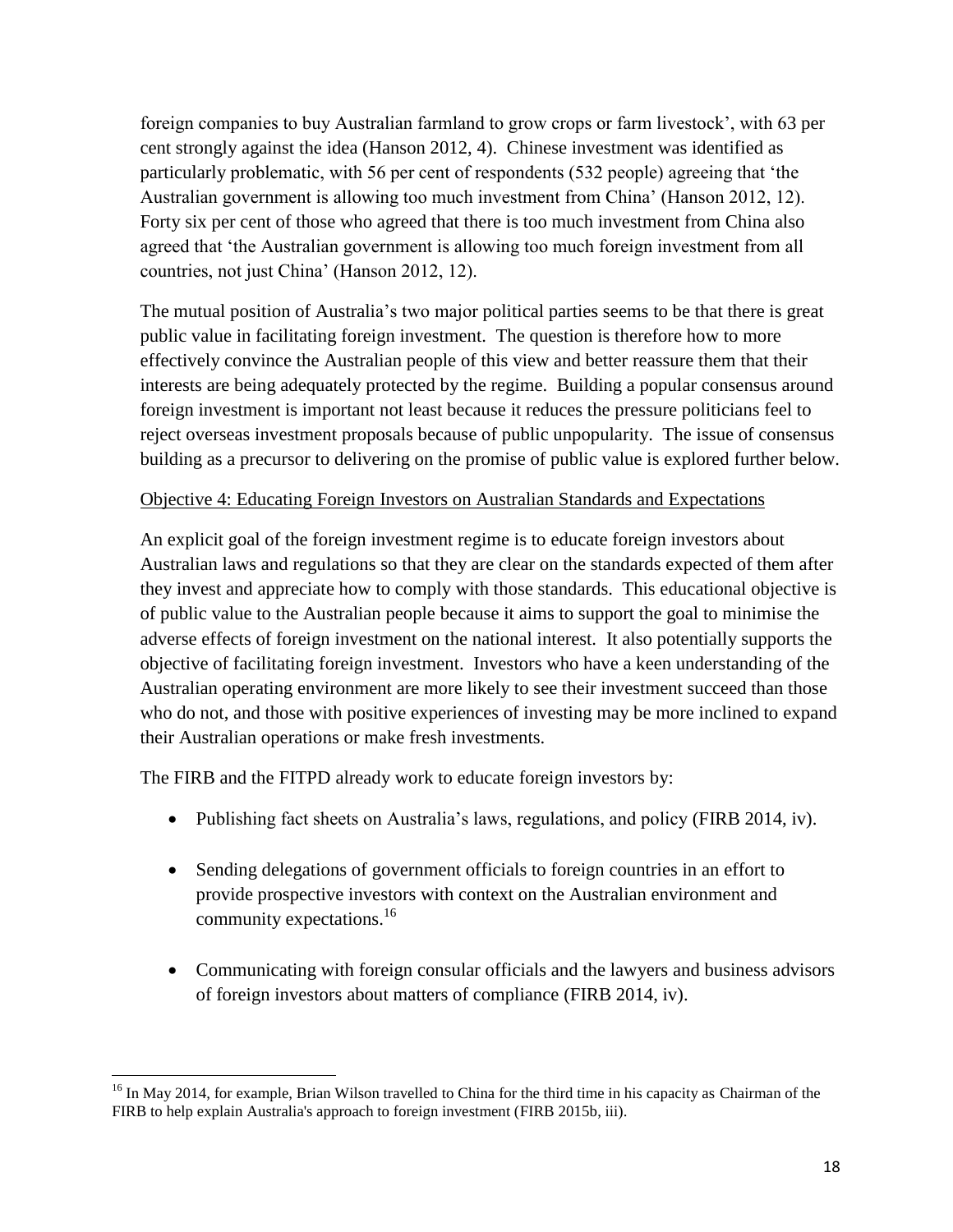foreign companies to buy Australian farmland to grow crops or farm livestock', with 63 per cent strongly against the idea (Hanson 2012, 4). Chinese investment was identified as particularly problematic, with 56 per cent of respondents (532 people) agreeing that 'the Australian government is allowing too much investment from China' (Hanson 2012, 12). Forty six per cent of those who agreed that there is too much investment from China also agreed that 'the Australian government is allowing too much foreign investment from all countries, not just China' (Hanson 2012, 12).

The mutual position of Australia's two major political parties seems to be that there is great public value in facilitating foreign investment. The question is therefore how to more effectively convince the Australian people of this view and better reassure them that their interests are being adequately protected by the regime. Building a popular consensus around foreign investment is important not least because it reduces the pressure politicians feel to reject overseas investment proposals because of public unpopularity. The issue of consensus building as a precursor to delivering on the promise of public value is explored further below.

Objective 4: Educating Foreign Investors on Australian Standards and Expectations

An explicit goal of the foreign investment regime is to educate foreign investors about Australian laws and regulations so that they are clear on the standards expected of them after they invest and appreciate how to comply with those standards. This educational objective is of public value to the Australian people because it aims to support the goal to minimise the adverse effects of foreign investment on the national interest. It also potentially supports the objective of facilitating foreign investment. Investors who have a keen understanding of the Australian operating environment are more likely to see their investment succeed than those who do not, and those with positive experiences of investing may be more inclined to expand their Australian operations or make fresh investments.

The FIRB and the FITPD already work to educate foreign investors by:

- Publishing fact sheets on Australia's laws, regulations, and policy (FIRB 2014, iv).
- Sending delegations of government officials to foreign countries in an effort to provide prospective investors with context on the Australian environment and community expectations.[16]
- Communicating with foreign consular officials and the lawyers and business advisors of foreign investors about matters of compliance (FIRB 2014, iv).

[16] In May 2014, for example, Brian Wilson travelled to China for the third time in his capacity as Chairman of the FIRB to help explain Australia's approach to foreign investment (FIRB 2015b, iii).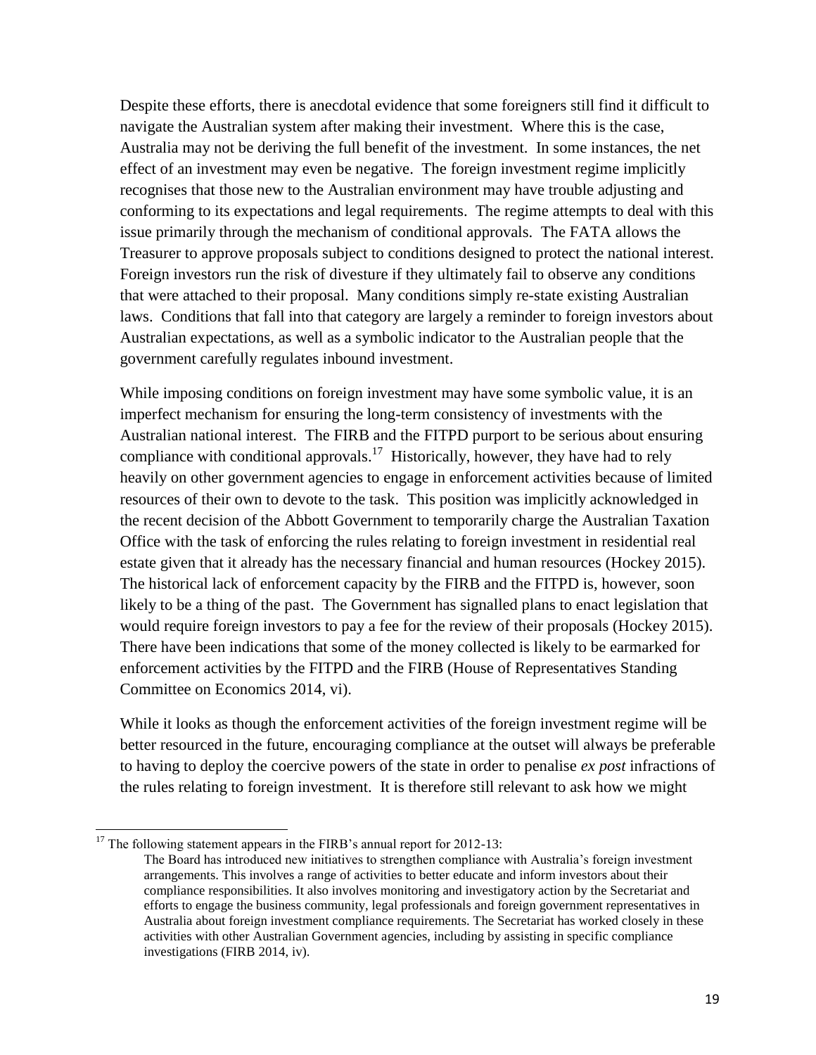Despite these efforts, there is anecdotal evidence that some foreigners still find it difficult to navigate the Australian system after making their investment. Where this is the case, Australia may not be deriving the full benefit of the investment. In some instances, the net effect of an investment may even be negative. The foreign investment regime implicitly recognises that those new to the Australian environment may have trouble adjusting and conforming to its expectations and legal requirements. The regime attempts to deal with this issue primarily through the mechanism of conditional approvals. The FATA allows the Treasurer to approve proposals subject to conditions designed to protect the national interest. Foreign investors run the risk of divesture if they ultimately fail to observe any conditions that were attached to their proposal. Many conditions simply re-state existing Australian laws. Conditions that fall into that category are largely a reminder to foreign investors about Australian expectations, as well as a symbolic indicator to the Australian people that the government carefully regulates inbound investment.

While imposing conditions on foreign investment may have some symbolic value, it is an imperfect mechanism for ensuring the long-term consistency of investments with the Australian national interest. The FIRB and the FITPD purport to be serious about ensuring compliance with conditional approvals.[17] Historically, however, they have had to rely heavily on other government agencies to engage in enforcement activities because of limited resources of their own to devote to the task. This position was implicitly acknowledged in the recent decision of the Abbott Government to temporarily charge the Australian Taxation Office with the task of enforcing the rules relating to foreign investment in residential real estate given that it already has the necessary financial and human resources (Hockey 2015). The historical lack of enforcement capacity by the FIRB and the FITPD is, however, soon likely to be a thing of the past. The Government has signalled plans to enact legislation that would require foreign investors to pay a fee for the review of their proposals (Hockey 2015). There have been indications that some of the money collected is likely to be earmarked for enforcement activities by the FITPD and the FIRB (House of Representatives Standing Committee on Economics 2014, vi).

While it looks as though the enforcement activities of the foreign investment regime will be better resourced in the future, encouraging compliance at the outset will always be preferable to having to deploy the coercive powers of the state in order to penalise *ex post* infractions of the rules relating to foreign investment. It is therefore still relevant to ask how we might

---

[17] The following statement appears in the FIRB's annual report for 2012-13:

> The Board has introduced new initiatives to strengthen compliance with Australia's foreign investment arrangements. This involves a range of activities to better educate and inform investors about their compliance responsibilities. It also involves monitoring and investigatory action by the Secretariat and efforts to engage the business community, legal professionals and foreign government representatives in Australia about foreign investment compliance requirements. The Secretariat has worked closely in these activities with other Australian Government agencies, including by assisting in specific compliance investigations (FIRB 2014, iv).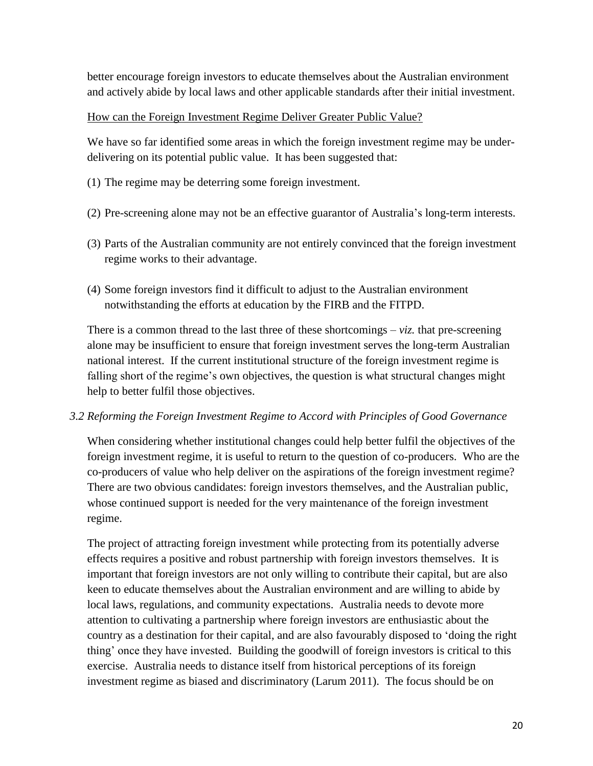better encourage foreign investors to educate themselves about the Australian environment and actively abide by local laws and other applicable standards after their initial investment.

How can the Foreign Investment Regime Deliver Greater Public Value?

We have so far identified some areas in which the foreign investment regime may be under-delivering on its potential public value. It has been suggested that:

(1) The regime may be deterring some foreign investment.

(2) Pre-screening alone may not be an effective guarantor of Australia's long-term interests.

(3) Parts of the Australian community are not entirely convinced that the foreign investment regime works to their advantage.

(4) Some foreign investors find it difficult to adjust to the Australian environment notwithstanding the efforts at education by the FIRB and the FITPD.

There is a common thread to the last three of these shortcomings – *viz.* that pre-screening alone may be insufficient to ensure that foreign investment serves the long-term Australian national interest. If the current institutional structure of the foreign investment regime is falling short of the regime's own objectives, the question is what structural changes might help to better fulfil those objectives.

### *3.2 Reforming the Foreign Investment Regime to Accord with Principles of Good Governance*

When considering whether institutional changes could help better fulfil the objectives of the foreign investment regime, it is useful to return to the question of co-producers. Who are the co-producers of value who help deliver on the aspirations of the foreign investment regime? There are two obvious candidates: foreign investors themselves, and the Australian public, whose continued support is needed for the very maintenance of the foreign investment regime.

The project of attracting foreign investment while protecting from its potentially adverse effects requires a positive and robust partnership with foreign investors themselves. It is important that foreign investors are not only willing to contribute their capital, but are also keen to educate themselves about the Australian environment and are willing to abide by local laws, regulations, and community expectations. Australia needs to devote more attention to cultivating a partnership where foreign investors are enthusiastic about the country as a destination for their capital, and are also favourably disposed to 'doing the right thing' once they have invested. Building the goodwill of foreign investors is critical to this exercise. Australia needs to distance itself from historical perceptions of its foreign investment regime as biased and discriminatory (Larum 2011). The focus should be on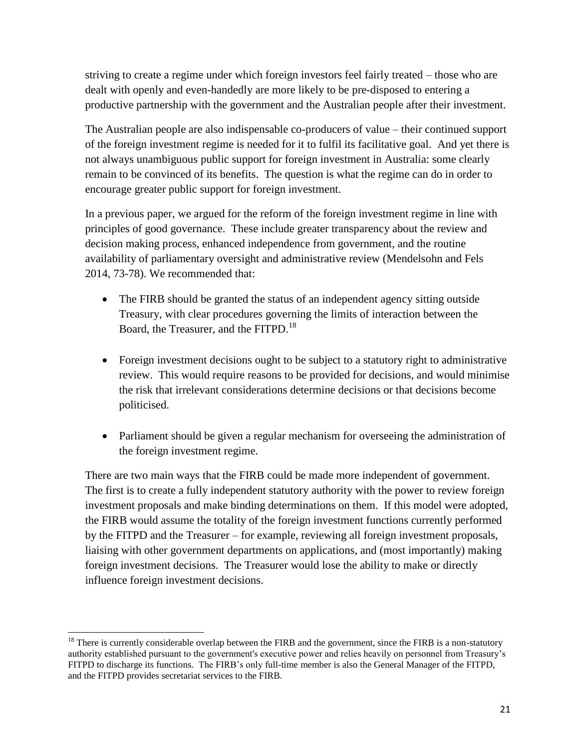striving to create a regime under which foreign investors feel fairly treated – those who are dealt with openly and even-handedly are more likely to be pre-disposed to entering a productive partnership with the government and the Australian people after their investment.

The Australian people are also indispensable co-producers of value – their continued support of the foreign investment regime is needed for it to fulfil its facilitative goal. And yet there is not always unambiguous public support for foreign investment in Australia: some clearly remain to be convinced of its benefits. The question is what the regime can do in order to encourage greater public support for foreign investment.

In a previous paper, we argued for the reform of the foreign investment regime in line with principles of good governance. These include greater transparency about the review and decision making process, enhanced independence from government, and the routine availability of parliamentary oversight and administrative review (Mendelsohn and Fels 2014, 73-78). We recommended that:

- The FIRB should be granted the status of an independent agency sitting outside Treasury, with clear procedures governing the limits of interaction between the Board, the Treasurer, and the FITPD.[18]

- Foreign investment decisions ought to be subject to a statutory right to administrative review. This would require reasons to be provided for decisions, and would minimise the risk that irrelevant considerations determine decisions or that decisions become politicised.

- Parliament should be given a regular mechanism for overseeing the administration of the foreign investment regime.

There are two main ways that the FIRB could be made more independent of government. The first is to create a fully independent statutory authority with the power to review foreign investment proposals and make binding determinations on them. If this model were adopted, the FIRB would assume the totality of the foreign investment functions currently performed by the FITPD and the Treasurer – for example, reviewing all foreign investment proposals, liaising with other government departments on applications, and (most importantly) making foreign investment decisions. The Treasurer would lose the ability to make or directly influence foreign investment decisions.

[18] There is currently considerable overlap between the FIRB and the government, since the FIRB is a non-statutory authority established pursuant to the government's executive power and relies heavily on personnel from Treasury's FITPD to discharge its functions. The FIRB's only full-time member is also the General Manager of the FITPD, and the FITPD provides secretariat services to the FIRB.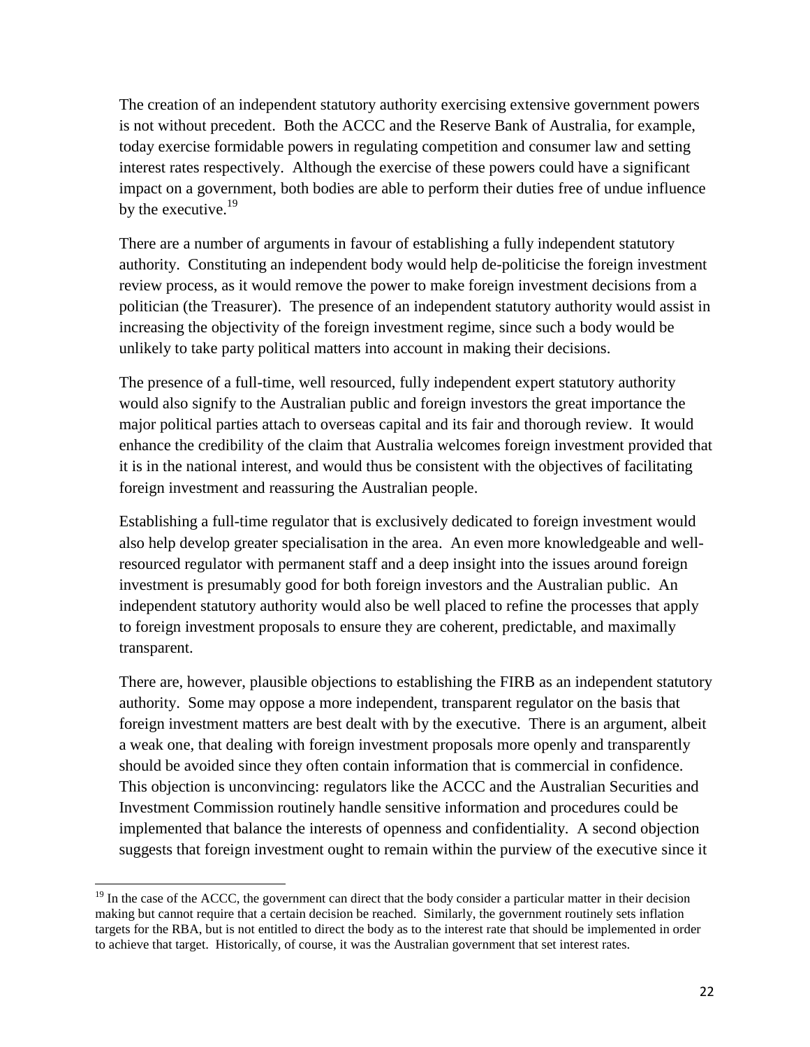The creation of an independent statutory authority exercising extensive government powers is not without precedent. Both the ACCC and the Reserve Bank of Australia, for example, today exercise formidable powers in regulating competition and consumer law and setting interest rates respectively. Although the exercise of these powers could have a significant impact on a government, both bodies are able to perform their duties free of undue influence by the executive.[19]

There are a number of arguments in favour of establishing a fully independent statutory authority. Constituting an independent body would help de-politicise the foreign investment review process, as it would remove the power to make foreign investment decisions from a politician (the Treasurer). The presence of an independent statutory authority would assist in increasing the objectivity of the foreign investment regime, since such a body would be unlikely to take party political matters into account in making their decisions.

The presence of a full-time, well resourced, fully independent expert statutory authority would also signify to the Australian public and foreign investors the great importance the major political parties attach to overseas capital and its fair and thorough review. It would enhance the credibility of the claim that Australia welcomes foreign investment provided that it is in the national interest, and would thus be consistent with the objectives of facilitating foreign investment and reassuring the Australian people.

Establishing a full-time regulator that is exclusively dedicated to foreign investment would also help develop greater specialisation in the area. An even more knowledgeable and well-resourced regulator with permanent staff and a deep insight into the issues around foreign investment is presumably good for both foreign investors and the Australian public. An independent statutory authority would also be well placed to refine the processes that apply to foreign investment proposals to ensure they are coherent, predictable, and maximally transparent.

There are, however, plausible objections to establishing the FIRB as an independent statutory authority. Some may oppose a more independent, transparent regulator on the basis that foreign investment matters are best dealt with by the executive. There is an argument, albeit a weak one, that dealing with foreign investment proposals more openly and transparently should be avoided since they often contain information that is commercial in confidence. This objection is unconvincing: regulators like the ACCC and the Australian Securities and Investment Commission routinely handle sensitive information and procedures could be implemented that balance the interests of openness and confidentiality. A second objection suggests that foreign investment ought to remain within the purview of the executive since it

---

[19] In the case of the ACCC, the government can direct that the body consider a particular matter in their decision making but cannot require that a certain decision be reached. Similarly, the government routinely sets inflation targets for the RBA, but is not entitled to direct the body as to the interest rate that should be implemented in order to achieve that target. Historically, of course, it was the Australian government that set interest rates.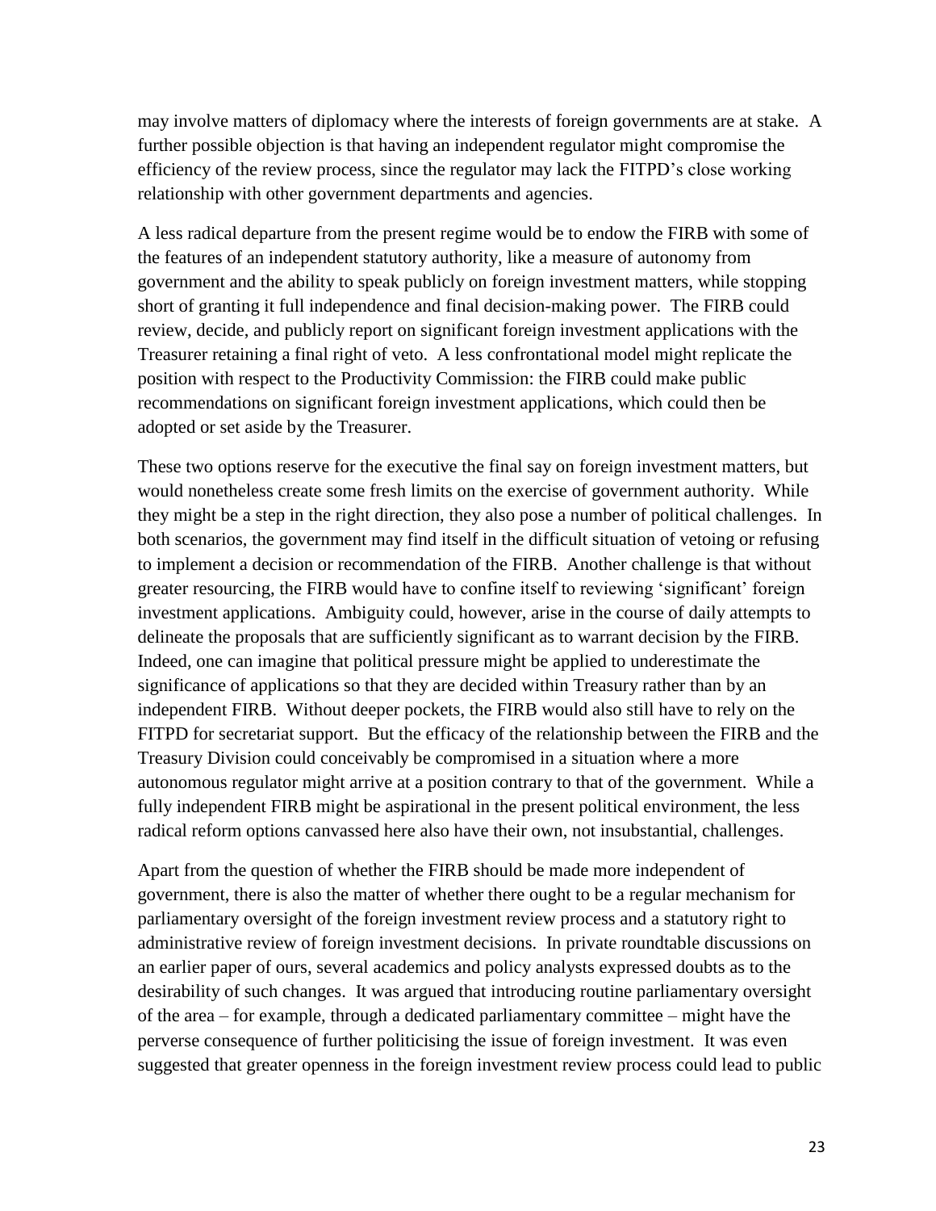may involve matters of diplomacy where the interests of foreign governments are at stake. A further possible objection is that having an independent regulator might compromise the efficiency of the review process, since the regulator may lack the FITPD's close working relationship with other government departments and agencies.

A less radical departure from the present regime would be to endow the FIRB with some of the features of an independent statutory authority, like a measure of autonomy from government and the ability to speak publicly on foreign investment matters, while stopping short of granting it full independence and final decision-making power. The FIRB could review, decide, and publicly report on significant foreign investment applications with the Treasurer retaining a final right of veto. A less confrontational model might replicate the position with respect to the Productivity Commission: the FIRB could make public recommendations on significant foreign investment applications, which could then be adopted or set aside by the Treasurer.

These two options reserve for the executive the final say on foreign investment matters, but would nonetheless create some fresh limits on the exercise of government authority. While they might be a step in the right direction, they also pose a number of political challenges. In both scenarios, the government may find itself in the difficult situation of vetoing or refusing to implement a decision or recommendation of the FIRB. Another challenge is that without greater resourcing, the FIRB would have to confine itself to reviewing 'significant' foreign investment applications. Ambiguity could, however, arise in the course of daily attempts to delineate the proposals that are sufficiently significant as to warrant decision by the FIRB. Indeed, one can imagine that political pressure might be applied to underestimate the significance of applications so that they are decided within Treasury rather than by an independent FIRB. Without deeper pockets, the FIRB would also still have to rely on the FITPD for secretariat support. But the efficacy of the relationship between the FIRB and the Treasury Division could conceivably be compromised in a situation where a more autonomous regulator might arrive at a position contrary to that of the government. While a fully independent FIRB might be aspirational in the present political environment, the less radical reform options canvassed here also have their own, not insubstantial, challenges.

Apart from the question of whether the FIRB should be made more independent of government, there is also the matter of whether there ought to be a regular mechanism for parliamentary oversight of the foreign investment review process and a statutory right to administrative review of foreign investment decisions. In private roundtable discussions on an earlier paper of ours, several academics and policy analysts expressed doubts as to the desirability of such changes. It was argued that introducing routine parliamentary oversight of the area – for example, through a dedicated parliamentary committee – might have the perverse consequence of further politicising the issue of foreign investment. It was even suggested that greater openness in the foreign investment review process could lead to public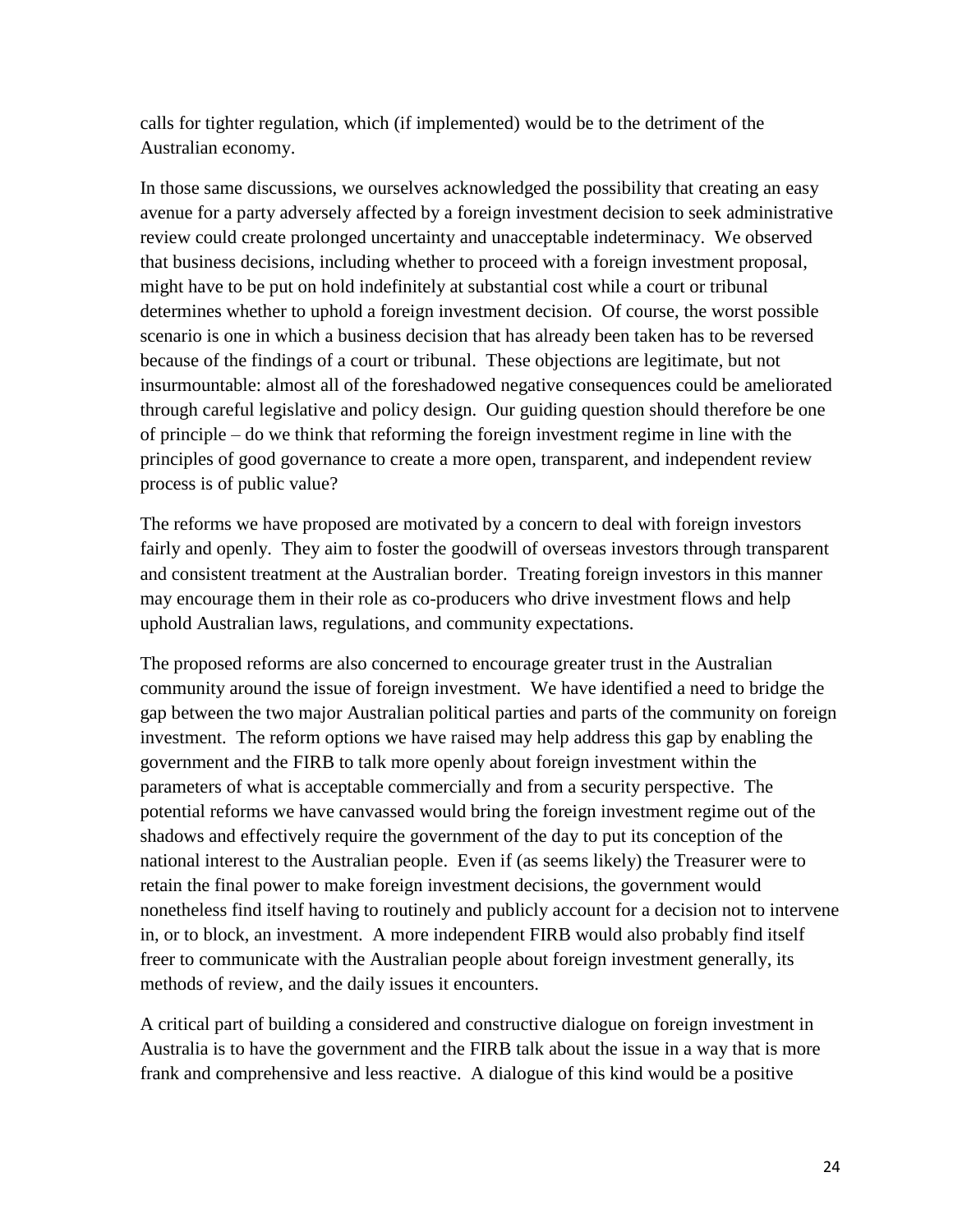calls for tighter regulation, which (if implemented) would be to the detriment of the Australian economy.

In those same discussions, we ourselves acknowledged the possibility that creating an easy avenue for a party adversely affected by a foreign investment decision to seek administrative review could create prolonged uncertainty and unacceptable indeterminacy. We observed that business decisions, including whether to proceed with a foreign investment proposal, might have to be put on hold indefinitely at substantial cost while a court or tribunal determines whether to uphold a foreign investment decision. Of course, the worst possible scenario is one in which a business decision that has already been taken has to be reversed because of the findings of a court or tribunal. These objections are legitimate, but not insurmountable: almost all of the foreshadowed negative consequences could be ameliorated through careful legislative and policy design. Our guiding question should therefore be one of principle – do we think that reforming the foreign investment regime in line with the principles of good governance to create a more open, transparent, and independent review process is of public value?

The reforms we have proposed are motivated by a concern to deal with foreign investors fairly and openly. They aim to foster the goodwill of overseas investors through transparent and consistent treatment at the Australian border. Treating foreign investors in this manner may encourage them in their role as co-producers who drive investment flows and help uphold Australian laws, regulations, and community expectations.

The proposed reforms are also concerned to encourage greater trust in the Australian community around the issue of foreign investment. We have identified a need to bridge the gap between the two major Australian political parties and parts of the community on foreign investment. The reform options we have raised may help address this gap by enabling the government and the FIRB to talk more openly about foreign investment within the parameters of what is acceptable commercially and from a security perspective. The potential reforms we have canvassed would bring the foreign investment regime out of the shadows and effectively require the government of the day to put its conception of the national interest to the Australian people. Even if (as seems likely) the Treasurer were to retain the final power to make foreign investment decisions, the government would nonetheless find itself having to routinely and publicly account for a decision not to intervene in, or to block, an investment. A more independent FIRB would also probably find itself freer to communicate with the Australian people about foreign investment generally, its methods of review, and the daily issues it encounters.

A critical part of building a considered and constructive dialogue on foreign investment in Australia is to have the government and the FIRB talk about the issue in a way that is more frank and comprehensive and less reactive. A dialogue of this kind would be a positive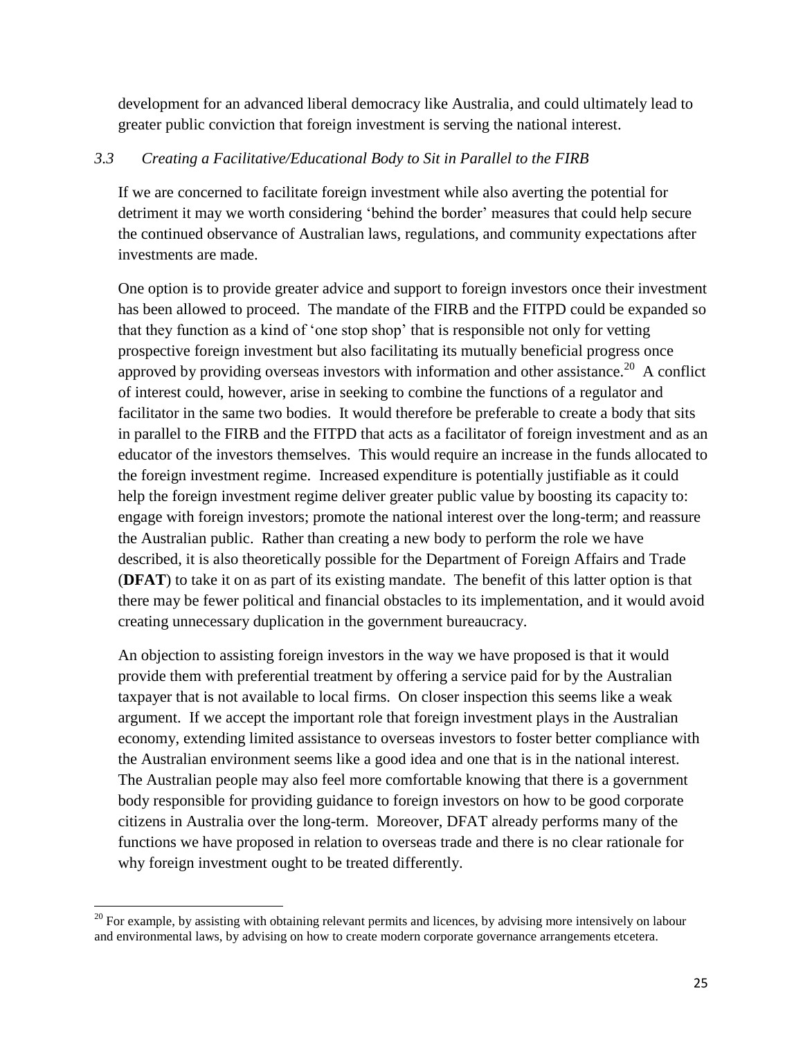development for an advanced liberal democracy like Australia, and could ultimately lead to greater public conviction that foreign investment is serving the national interest.

### *3.3 Creating a Facilitative/Educational Body to Sit in Parallel to the FIRB*

If we are concerned to facilitate foreign investment while also averting the potential for detriment it may we worth considering 'behind the border' measures that could help secure the continued observance of Australian laws, regulations, and community expectations after investments are made.

One option is to provide greater advice and support to foreign investors once their investment has been allowed to proceed. The mandate of the FIRB and the FITPD could be expanded so that they function as a kind of 'one stop shop' that is responsible not only for vetting prospective foreign investment but also facilitating its mutually beneficial progress once approved by providing overseas investors with information and other assistance.[20] A conflict of interest could, however, arise in seeking to combine the functions of a regulator and facilitator in the same two bodies. It would therefore be preferable to create a body that sits in parallel to the FIRB and the FITPD that acts as a facilitator of foreign investment and as an educator of the investors themselves. This would require an increase in the funds allocated to the foreign investment regime. Increased expenditure is potentially justifiable as it could help the foreign investment regime deliver greater public value by boosting its capacity to: engage with foreign investors; promote the national interest over the long-term; and reassure the Australian public. Rather than creating a new body to perform the role we have described, it is also theoretically possible for the Department of Foreign Affairs and Trade (**DFAT**) to take it on as part of its existing mandate. The benefit of this latter option is that there may be fewer political and financial obstacles to its implementation, and it would avoid creating unnecessary duplication in the government bureaucracy.

An objection to assisting foreign investors in the way we have proposed is that it would provide them with preferential treatment by offering a service paid for by the Australian taxpayer that is not available to local firms. On closer inspection this seems like a weak argument. If we accept the important role that foreign investment plays in the Australian economy, extending limited assistance to overseas investors to foster better compliance with the Australian environment seems like a good idea and one that is in the national interest. The Australian people may also feel more comfortable knowing that there is a government body responsible for providing guidance to foreign investors on how to be good corporate citizens in Australia over the long-term. Moreover, DFAT already performs many of the functions we have proposed in relation to overseas trade and there is no clear rationale for why foreign investment ought to be treated differently.

---

[20] For example, by assisting with obtaining relevant permits and licences, by advising more intensively on labour and environmental laws, by advising on how to create modern corporate governance arrangements etcetera.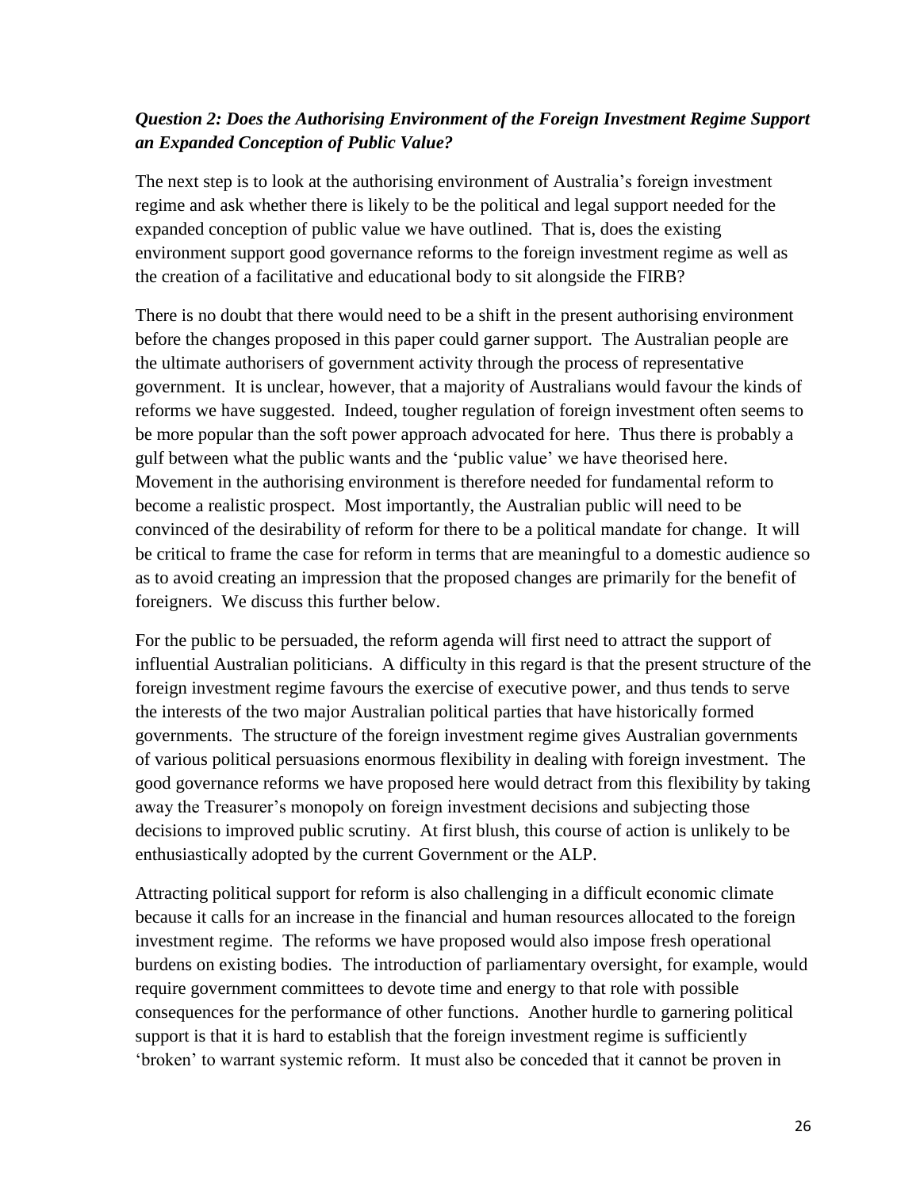### *Question 2: Does the Authorising Environment of the Foreign Investment Regime Support an Expanded Conception of Public Value?*

The next step is to look at the authorising environment of Australia's foreign investment regime and ask whether there is likely to be the political and legal support needed for the expanded conception of public value we have outlined. That is, does the existing environment support good governance reforms to the foreign investment regime as well as the creation of a facilitative and educational body to sit alongside the FIRB?

There is no doubt that there would need to be a shift in the present authorising environment before the changes proposed in this paper could garner support. The Australian people are the ultimate authorisers of government activity through the process of representative government. It is unclear, however, that a majority of Australians would favour the kinds of reforms we have suggested. Indeed, tougher regulation of foreign investment often seems to be more popular than the soft power approach advocated for here. Thus there is probably a gulf between what the public wants and the 'public value' we have theorised here. Movement in the authorising environment is therefore needed for fundamental reform to become a realistic prospect. Most importantly, the Australian public will need to be convinced of the desirability of reform for there to be a political mandate for change. It will be critical to frame the case for reform in terms that are meaningful to a domestic audience so as to avoid creating an impression that the proposed changes are primarily for the benefit of foreigners. We discuss this further below.

For the public to be persuaded, the reform agenda will first need to attract the support of influential Australian politicians. A difficulty in this regard is that the present structure of the foreign investment regime favours the exercise of executive power, and thus tends to serve the interests of the two major Australian political parties that have historically formed governments. The structure of the foreign investment regime gives Australian governments of various political persuasions enormous flexibility in dealing with foreign investment. The good governance reforms we have proposed here would detract from this flexibility by taking away the Treasurer's monopoly on foreign investment decisions and subjecting those decisions to improved public scrutiny. At first blush, this course of action is unlikely to be enthusiastically adopted by the current Government or the ALP.

Attracting political support for reform is also challenging in a difficult economic climate because it calls for an increase in the financial and human resources allocated to the foreign investment regime. The reforms we have proposed would also impose fresh operational burdens on existing bodies. The introduction of parliamentary oversight, for example, would require government committees to devote time and energy to that role with possible consequences for the performance of other functions. Another hurdle to garnering political support is that it is hard to establish that the foreign investment regime is sufficiently 'broken' to warrant systemic reform. It must also be conceded that it cannot be proven in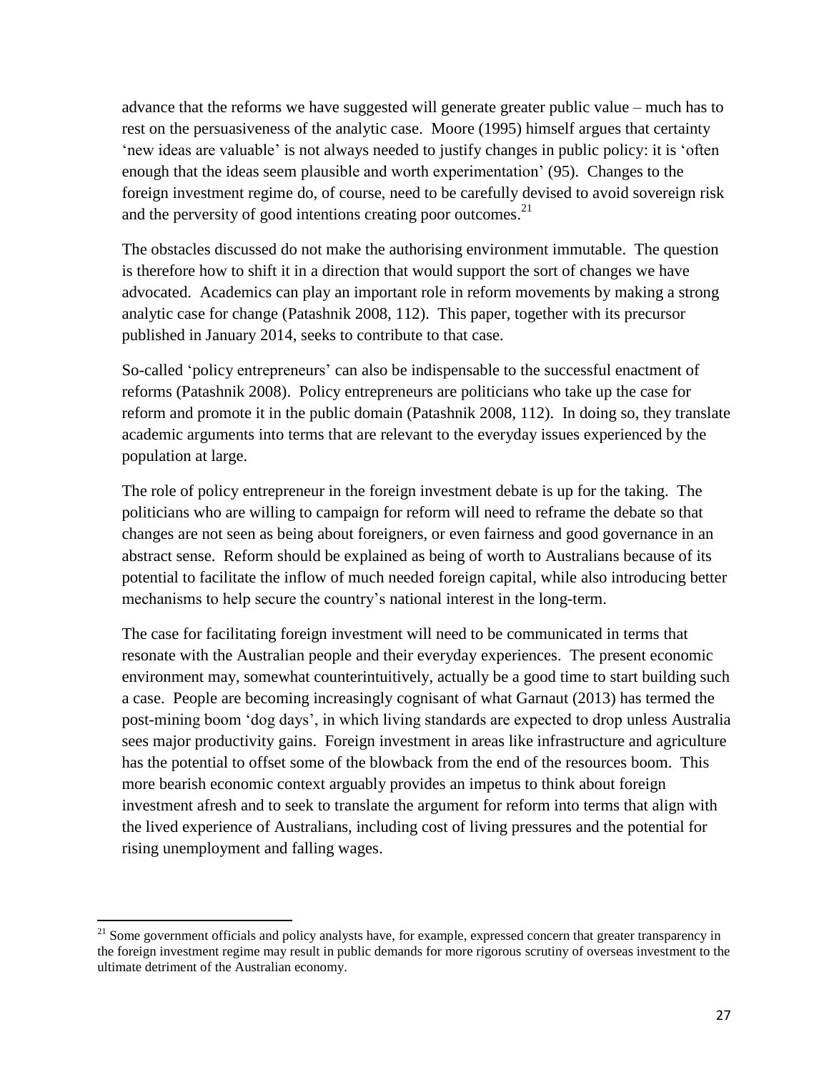advance that the reforms we have suggested will generate greater public value – much has to rest on the persuasiveness of the analytic case. Moore (1995) himself argues that certainty 'new ideas are valuable' is not always needed to justify changes in public policy: it is 'often enough that the ideas seem plausible and worth experimentation' (95). Changes to the foreign investment regime do, of course, need to be carefully devised to avoid sovereign risk and the perversity of good intentions creating poor outcomes.[21]

The obstacles discussed do not make the authorising environment immutable. The question is therefore how to shift it in a direction that would support the sort of changes we have advocated. Academics can play an important role in reform movements by making a strong analytic case for change (Patashnik 2008, 112). This paper, together with its precursor published in January 2014, seeks to contribute to that case.

So-called 'policy entrepreneurs' can also be indispensable to the successful enactment of reforms (Patashnik 2008). Policy entrepreneurs are politicians who take up the case for reform and promote it in the public domain (Patashnik 2008, 112). In doing so, they translate academic arguments into terms that are relevant to the everyday issues experienced by the population at large.

The role of policy entrepreneur in the foreign investment debate is up for the taking. The politicians who are willing to campaign for reform will need to reframe the debate so that changes are not seen as being about foreigners, or even fairness and good governance in an abstract sense. Reform should be explained as being of worth to Australians because of its potential to facilitate the inflow of much needed foreign capital, while also introducing better mechanisms to help secure the country's national interest in the long-term.

The case for facilitating foreign investment will need to be communicated in terms that resonate with the Australian people and their everyday experiences. The present economic environment may, somewhat counterintuitively, actually be a good time to start building such a case. People are becoming increasingly cognisant of what Garnaut (2013) has termed the post-mining boom 'dog days', in which living standards are expected to drop unless Australia sees major productivity gains. Foreign investment in areas like infrastructure and agriculture has the potential to offset some of the blowback from the end of the resources boom. This more bearish economic context arguably provides an impetus to think about foreign investment afresh and to seek to translate the argument for reform into terms that align with the lived experience of Australians, including cost of living pressures and the potential for rising unemployment and falling wages.

---

[21] Some government officials and policy analysts have, for example, expressed concern that greater transparency in the foreign investment regime may result in public demands for more rigorous scrutiny of overseas investment to the ultimate detriment of the Australian economy.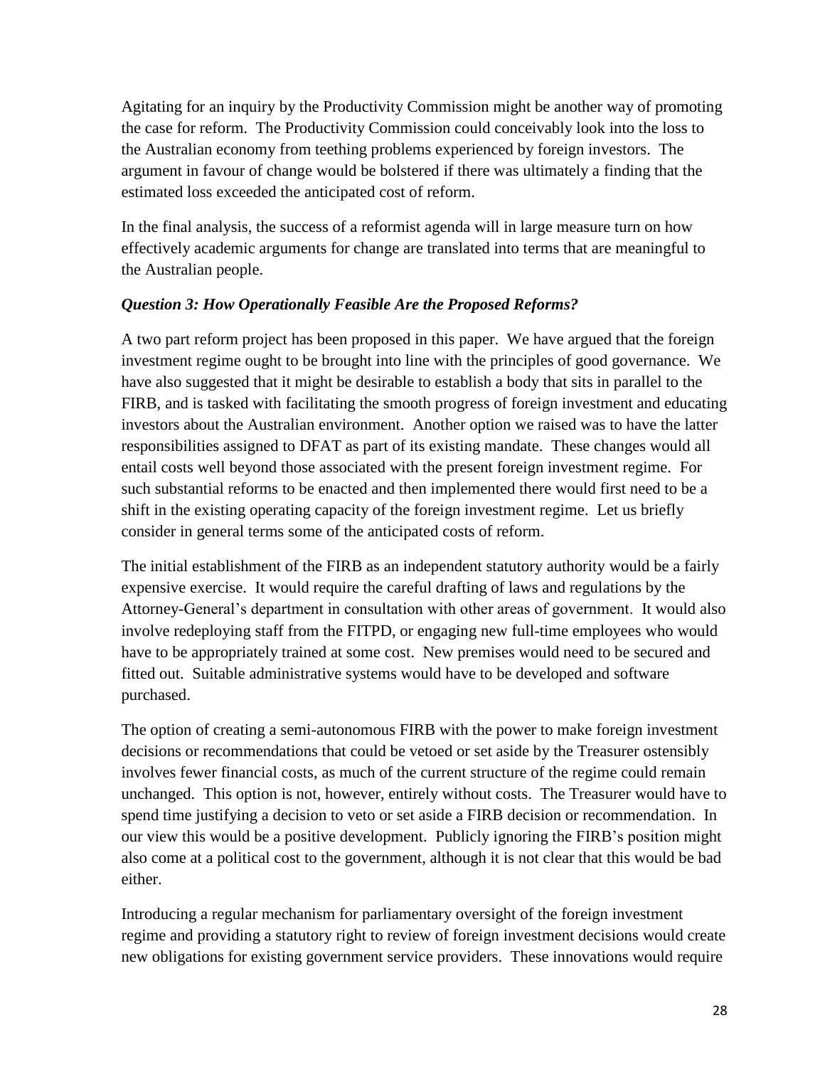Agitating for an inquiry by the Productivity Commission might be another way of promoting the case for reform. The Productivity Commission could conceivably look into the loss to the Australian economy from teething problems experienced by foreign investors. The argument in favour of change would be bolstered if there was ultimately a finding that the estimated loss exceeded the anticipated cost of reform.

In the final analysis, the success of a reformist agenda will in large measure turn on how effectively academic arguments for change are translated into terms that are meaningful to the Australian people.

### *Question 3: How Operationally Feasible Are the Proposed Reforms?*

A two part reform project has been proposed in this paper. We have argued that the foreign investment regime ought to be brought into line with the principles of good governance. We have also suggested that it might be desirable to establish a body that sits in parallel to the FIRB, and is tasked with facilitating the smooth progress of foreign investment and educating investors about the Australian environment. Another option we raised was to have the latter responsibilities assigned to DFAT as part of its existing mandate. These changes would all entail costs well beyond those associated with the present foreign investment regime. For such substantial reforms to be enacted and then implemented there would first need to be a shift in the existing operating capacity of the foreign investment regime. Let us briefly consider in general terms some of the anticipated costs of reform.

The initial establishment of the FIRB as an independent statutory authority would be a fairly expensive exercise. It would require the careful drafting of laws and regulations by the Attorney-General's department in consultation with other areas of government. It would also involve redeploying staff from the FITPD, or engaging new full-time employees who would have to be appropriately trained at some cost. New premises would need to be secured and fitted out. Suitable administrative systems would have to be developed and software purchased.

The option of creating a semi-autonomous FIRB with the power to make foreign investment decisions or recommendations that could be vetoed or set aside by the Treasurer ostensibly involves fewer financial costs, as much of the current structure of the regime could remain unchanged. This option is not, however, entirely without costs. The Treasurer would have to spend time justifying a decision to veto or set aside a FIRB decision or recommendation. In our view this would be a positive development. Publicly ignoring the FIRB's position might also come at a political cost to the government, although it is not clear that this would be bad either.

Introducing a regular mechanism for parliamentary oversight of the foreign investment regime and providing a statutory right to review of foreign investment decisions would create new obligations for existing government service providers. These innovations would require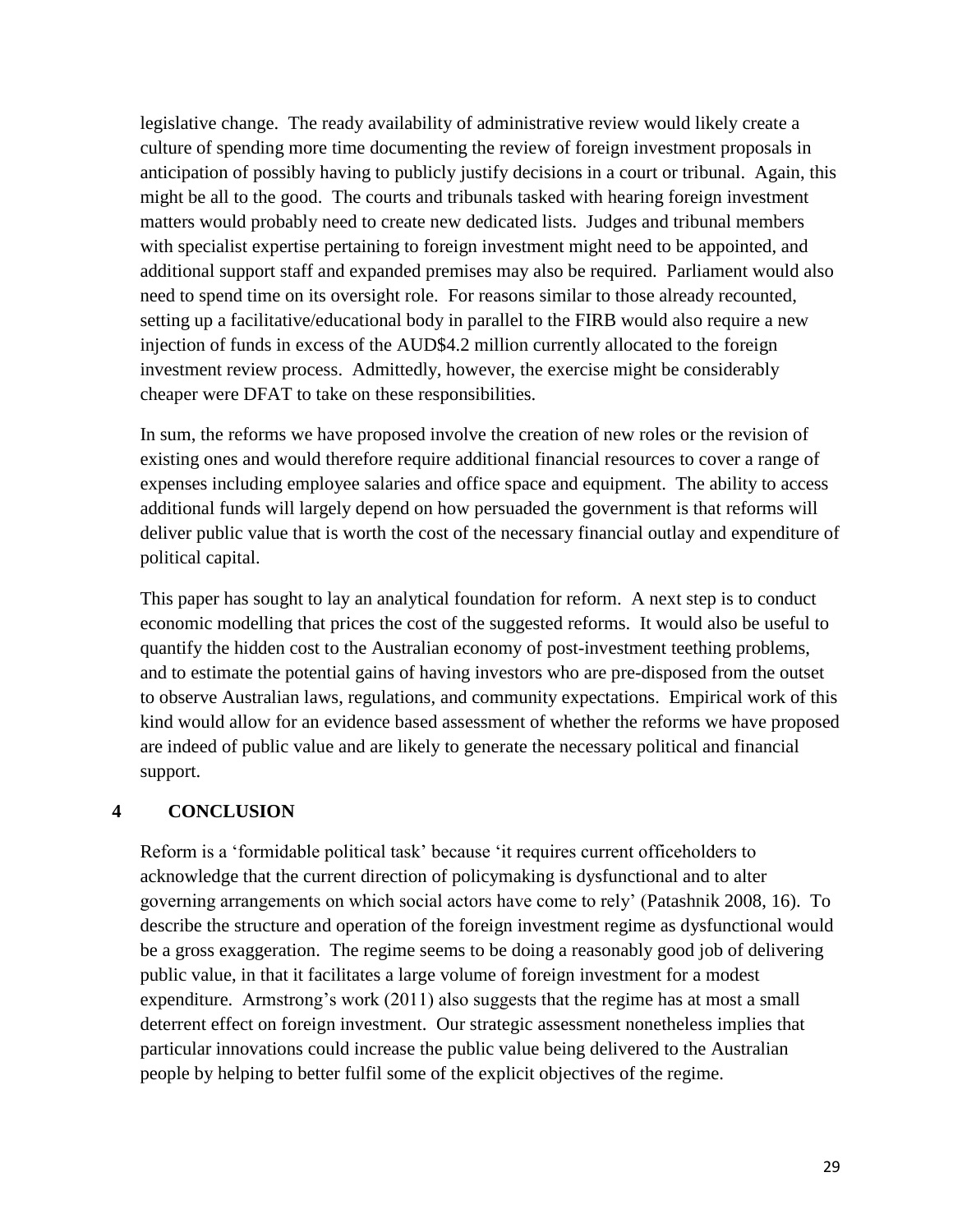legislative change. The ready availability of administrative review would likely create a culture of spending more time documenting the review of foreign investment proposals in anticipation of possibly having to publicly justify decisions in a court or tribunal. Again, this might be all to the good. The courts and tribunals tasked with hearing foreign investment matters would probably need to create new dedicated lists. Judges and tribunal members with specialist expertise pertaining to foreign investment might need to be appointed, and additional support staff and expanded premises may also be required. Parliament would also need to spend time on its oversight role. For reasons similar to those already recounted, setting up a facilitative/educational body in parallel to the FIRB would also require a new injection of funds in excess of the AUD$4.2 million currently allocated to the foreign investment review process. Admittedly, however, the exercise might be considerably cheaper were DFAT to take on these responsibilities.

In sum, the reforms we have proposed involve the creation of new roles or the revision of existing ones and would therefore require additional financial resources to cover a range of expenses including employee salaries and office space and equipment. The ability to access additional funds will largely depend on how persuaded the government is that reforms will deliver public value that is worth the cost of the necessary financial outlay and expenditure of political capital.

This paper has sought to lay an analytical foundation for reform. A next step is to conduct economic modelling that prices the cost of the suggested reforms. It would also be useful to quantify the hidden cost to the Australian economy of post-investment teething problems, and to estimate the potential gains of having investors who are pre-disposed from the outset to observe Australian laws, regulations, and community expectations. Empirical work of this kind would allow for an evidence based assessment of whether the reforms we have proposed are indeed of public value and are likely to generate the necessary political and financial support.

## 4 CONCLUSION

Reform is a 'formidable political task' because 'it requires current officeholders to acknowledge that the current direction of policymaking is dysfunctional and to alter governing arrangements on which social actors have come to rely' (Patashnik 2008, 16). To describe the structure and operation of the foreign investment regime as dysfunctional would be a gross exaggeration. The regime seems to be doing a reasonably good job of delivering public value, in that it facilitates a large volume of foreign investment for a modest expenditure. Armstrong's work (2011) also suggests that the regime has at most a small deterrent effect on foreign investment. Our strategic assessment nonetheless implies that particular innovations could increase the public value being delivered to the Australian people by helping to better fulfil some of the explicit objectives of the regime.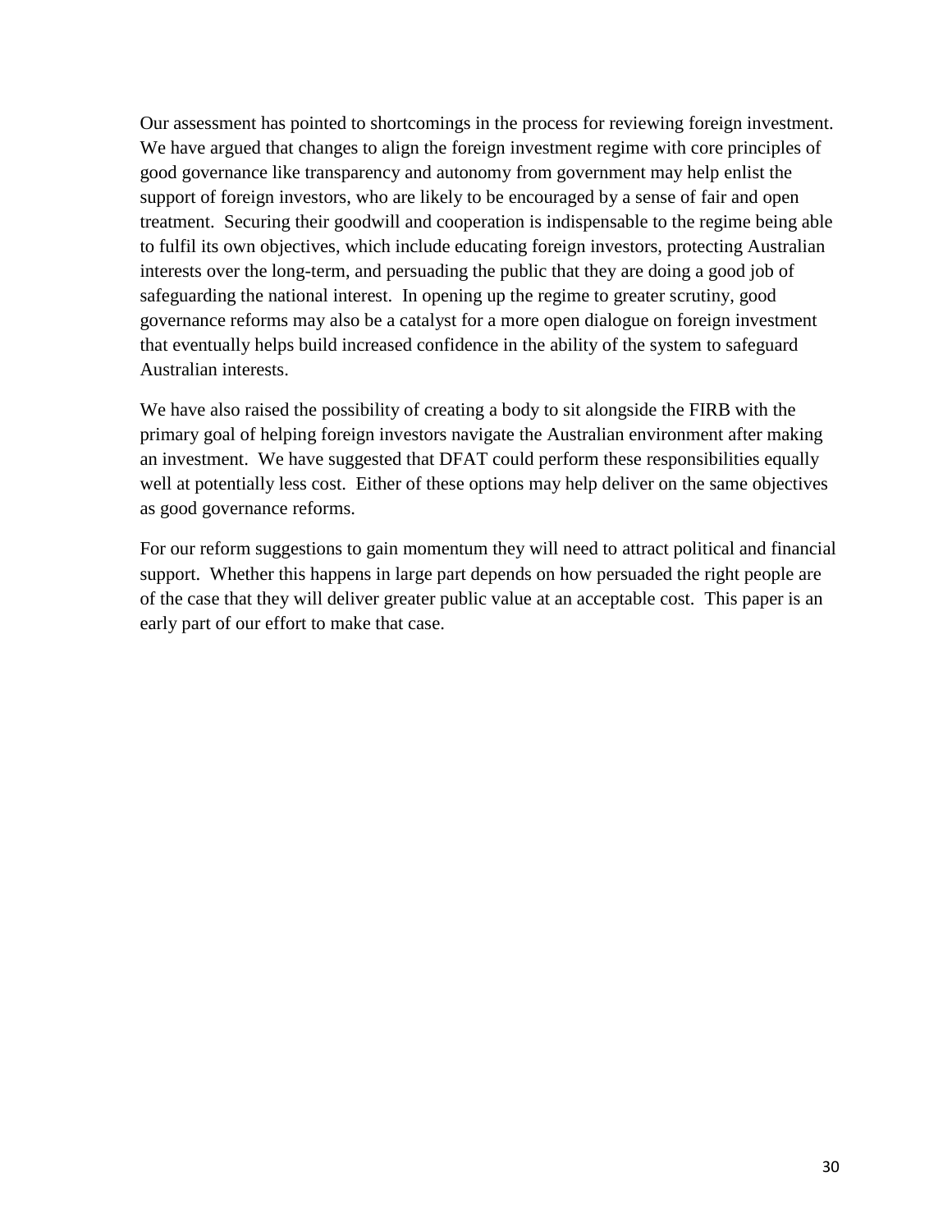Our assessment has pointed to shortcomings in the process for reviewing foreign investment. We have argued that changes to align the foreign investment regime with core principles of good governance like transparency and autonomy from government may help enlist the support of foreign investors, who are likely to be encouraged by a sense of fair and open treatment. Securing their goodwill and cooperation is indispensable to the regime being able to fulfil its own objectives, which include educating foreign investors, protecting Australian interests over the long-term, and persuading the public that they are doing a good job of safeguarding the national interest. In opening up the regime to greater scrutiny, good governance reforms may also be a catalyst for a more open dialogue on foreign investment that eventually helps build increased confidence in the ability of the system to safeguard Australian interests.

We have also raised the possibility of creating a body to sit alongside the FIRB with the primary goal of helping foreign investors navigate the Australian environment after making an investment. We have suggested that DFAT could perform these responsibilities equally well at potentially less cost. Either of these options may help deliver on the same objectives as good governance reforms.

For our reform suggestions to gain momentum they will need to attract political and financial support. Whether this happens in large part depends on how persuaded the right people are of the case that they will deliver greater public value at an acceptable cost. This paper is an early part of our effort to make that case.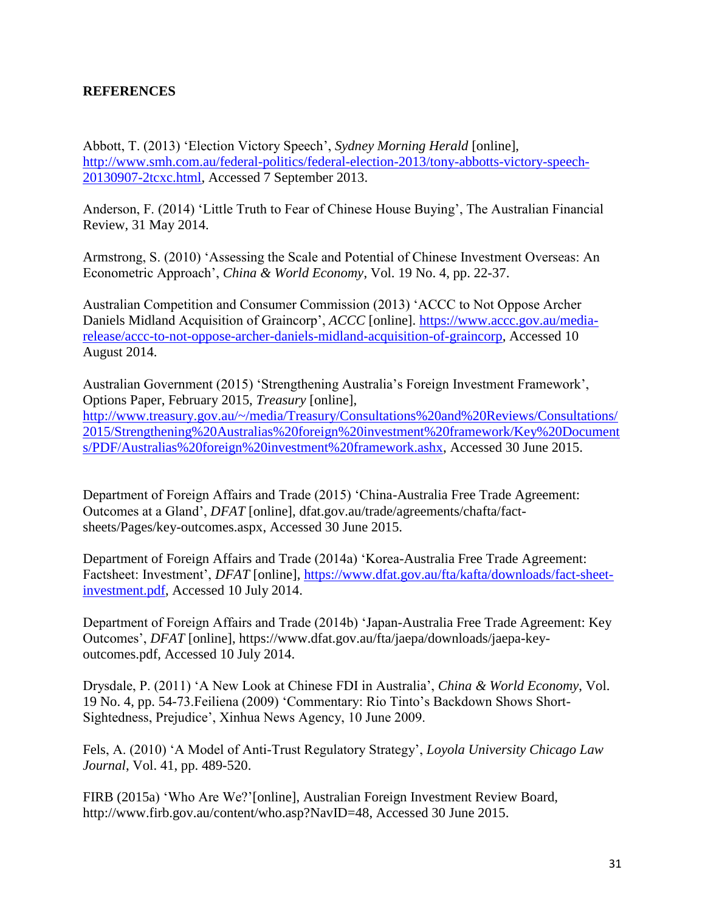**REFERENCES**

Abbott, T. (2013) 'Election Victory Speech', *Sydney Morning Herald* [online], http://www.smh.com.au/federal-politics/federal-election-2013/tony-abbotts-victory-speech-20130907-2tcxc.html, Accessed 7 September 2013.

Anderson, F. (2014) 'Little Truth to Fear of Chinese House Buying', The Australian Financial Review, 31 May 2014.

Armstrong, S. (2010) 'Assessing the Scale and Potential of Chinese Investment Overseas: An Econometric Approach', *China & World Economy*, Vol. 19 No. 4, pp. 22-37.

Australian Competition and Consumer Commission (2013) 'ACCC to Not Oppose Archer Daniels Midland Acquisition of Graincorp', *ACCC* [online]. https://www.accc.gov.au/media-release/accc-to-not-oppose-archer-daniels-midland-acquisition-of-graincorp, Accessed 10 August 2014.

Australian Government (2015) 'Strengthening Australia's Foreign Investment Framework', Options Paper, February 2015, *Treasury* [online], http://www.treasury.gov.au/~/media/Treasury/Consultations%20and%20Reviews/Consultations/2015/Strengthening%20Australias%20foreign%20investment%20framework/Key%20Documents/PDF/Australias%20foreign%20investment%20framework.ashx, Accessed 30 June 2015.

Department of Foreign Affairs and Trade (2015) 'China-Australia Free Trade Agreement: Outcomes at a Gland', *DFAT* [online], dfat.gov.au/trade/agreements/chafta/fact-sheets/Pages/key-outcomes.aspx, Accessed 30 June 2015.

Department of Foreign Affairs and Trade (2014a) 'Korea-Australia Free Trade Agreement: Factsheet: Investment', *DFAT* [online], https://www.dfat.gov.au/fta/kafta/downloads/fact-sheet-investment.pdf, Accessed 10 July 2014.

Department of Foreign Affairs and Trade (2014b) 'Japan-Australia Free Trade Agreement: Key Outcomes', *DFAT* [online], https://www.dfat.gov.au/fta/jaepa/downloads/jaepa-key-outcomes.pdf, Accessed 10 July 2014.

Drysdale, P. (2011) 'A New Look at Chinese FDI in Australia', *China & World Economy*, Vol. 19 No. 4, pp. 54-73.Feiliena (2009) 'Commentary: Rio Tinto's Backdown Shows Short-Sightedness, Prejudice', Xinhua News Agency, 10 June 2009.

Fels, A. (2010) 'A Model of Anti-Trust Regulatory Strategy', *Loyola University Chicago Law Journal*, Vol. 41, pp. 489-520.

FIRB (2015a) 'Who Are We?'[online], Australian Foreign Investment Review Board, http://www.firb.gov.au/content/who.asp?NavID=48, Accessed 30 June 2015.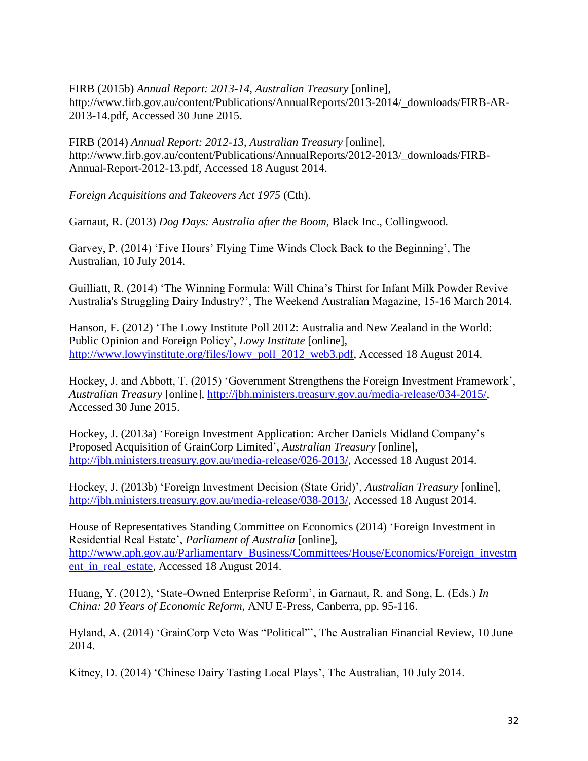FIRB (2015b) *Annual Report: 2013-14, Australian Treasury* [online], http://www.firb.gov.au/content/Publications/AnnualReports/2013-2014/_downloads/FIRB-AR-2013-14.pdf, Accessed 30 June 2015.

FIRB (2014) *Annual Report: 2012-13*, *Australian Treasury* [online], http://www.firb.gov.au/content/Publications/AnnualReports/2012-2013/_downloads/FIRB-Annual-Report-2012-13.pdf, Accessed 18 August 2014.

*Foreign Acquisitions and Takeovers Act 1975* (Cth).

Garnaut, R. (2013) *Dog Days: Australia after the Boom*, Black Inc., Collingwood.

Garvey, P. (2014) 'Five Hours' Flying Time Winds Clock Back to the Beginning', The Australian, 10 July 2014.

Guilliatt, R. (2014) 'The Winning Formula: Will China's Thirst for Infant Milk Powder Revive Australia's Struggling Dairy Industry?', The Weekend Australian Magazine, 15-16 March 2014.

Hanson, F. (2012) 'The Lowy Institute Poll 2012: Australia and New Zealand in the World: Public Opinion and Foreign Policy', *Lowy Institute* [online], http://www.lowyinstitute.org/files/lowy_poll_2012_web3.pdf, Accessed 18 August 2014.

Hockey, J. and Abbott, T. (2015) 'Government Strengthens the Foreign Investment Framework', *Australian Treasury* [online], http://jbh.ministers.treasury.gov.au/media-release/034-2015/, Accessed 30 June 2015.

Hockey, J. (2013a) 'Foreign Investment Application: Archer Daniels Midland Company's Proposed Acquisition of GrainCorp Limited', *Australian Treasury* [online], http://jbh.ministers.treasury.gov.au/media-release/026-2013/, Accessed 18 August 2014.

Hockey, J. (2013b) 'Foreign Investment Decision (State Grid)', *Australian Treasury* [online], http://jbh.ministers.treasury.gov.au/media-release/038-2013/, Accessed 18 August 2014.

House of Representatives Standing Committee on Economics (2014) 'Foreign Investment in Residential Real Estate', *Parliament of Australia* [online], http://www.aph.gov.au/Parliamentary_Business/Committees/House/Economics/Foreign_investment_in_real_estate, Accessed 18 August 2014.

Huang, Y. (2012), 'State-Owned Enterprise Reform', in Garnaut, R. and Song, L. (Eds.) *In China: 20 Years of Economic Reform*, ANU E-Press, Canberra, pp. 95-116.

Hyland, A. (2014) 'GrainCorp Veto Was "Political"', The Australian Financial Review, 10 June 2014.

Kitney, D. (2014) 'Chinese Dairy Tasting Local Plays', The Australian, 10 July 2014.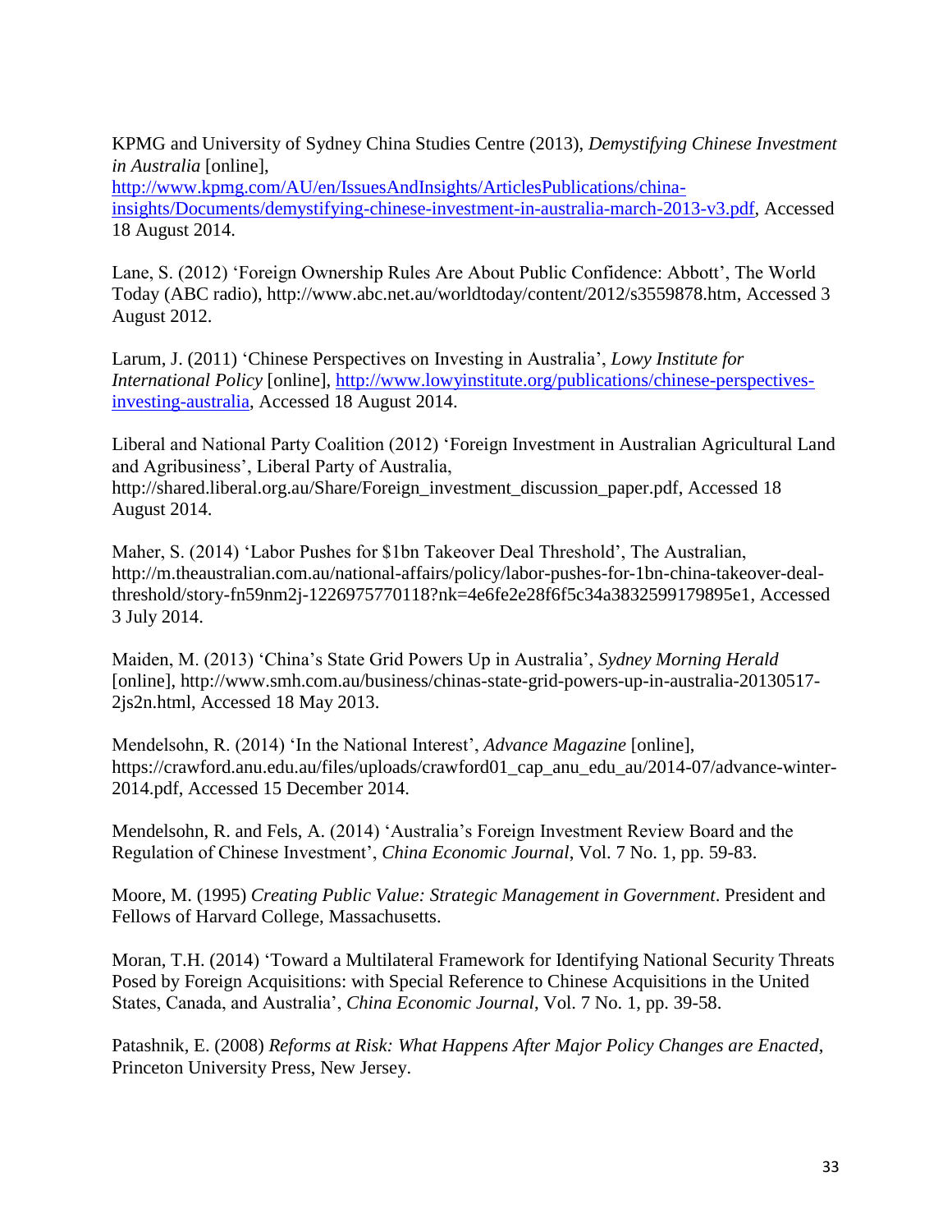KPMG and University of Sydney China Studies Centre (2013), *Demystifying Chinese Investment in Australia* [online], http://www.kpmg.com/AU/en/IssuesAndInsights/ArticlesPublications/china-insights/Documents/demystifying-chinese-investment-in-australia-march-2013-v3.pdf, Accessed 18 August 2014.

Lane, S. (2012) 'Foreign Ownership Rules Are About Public Confidence: Abbott', The World Today (ABC radio), http://www.abc.net.au/worldtoday/content/2012/s3559878.htm, Accessed 3 August 2012.

Larum, J. (2011) 'Chinese Perspectives on Investing in Australia', *Lowy Institute for International Policy* [online], http://www.lowyinstitute.org/publications/chinese-perspectives-investing-australia, Accessed 18 August 2014.

Liberal and National Party Coalition (2012) 'Foreign Investment in Australian Agricultural Land and Agribusiness', Liberal Party of Australia, http://shared.liberal.org.au/Share/Foreign_investment_discussion_paper.pdf, Accessed 18 August 2014.

Maher, S. (2014) 'Labor Pushes for $1bn Takeover Deal Threshold', The Australian, http://m.theaustralian.com.au/national-affairs/policy/labor-pushes-for-1bn-china-takeover-deal-threshold/story-fn59nm2j-1226975770118?nk=4e6fe2e28f6f5c34a3832599179895e1, Accessed 3 July 2014.

Maiden, M. (2013) 'China's State Grid Powers Up in Australia', *Sydney Morning Herald* [online], http://www.smh.com.au/business/chinas-state-grid-powers-up-in-australia-20130517-2js2n.html, Accessed 18 May 2013.

Mendelsohn, R. (2014) 'In the National Interest', *Advance Magazine* [online], https://crawford.anu.edu.au/files/uploads/crawford01_cap_anu_edu_au/2014-07/advance-winter-2014.pdf, Accessed 15 December 2014.

Mendelsohn, R. and Fels, A. (2014) 'Australia's Foreign Investment Review Board and the Regulation of Chinese Investment', *China Economic Journal*, Vol. 7 No. 1, pp. 59-83.

Moore, M. (1995) *Creating Public Value: Strategic Management in Government*. President and Fellows of Harvard College, Massachusetts.

Moran, T.H. (2014) 'Toward a Multilateral Framework for Identifying National Security Threats Posed by Foreign Acquisitions: with Special Reference to Chinese Acquisitions in the United States, Canada, and Australia', *China Economic Journal*, Vol. 7 No. 1, pp. 39-58.

Patashnik, E. (2008) *Reforms at Risk: What Happens After Major Policy Changes are Enacted*, Princeton University Press, New Jersey.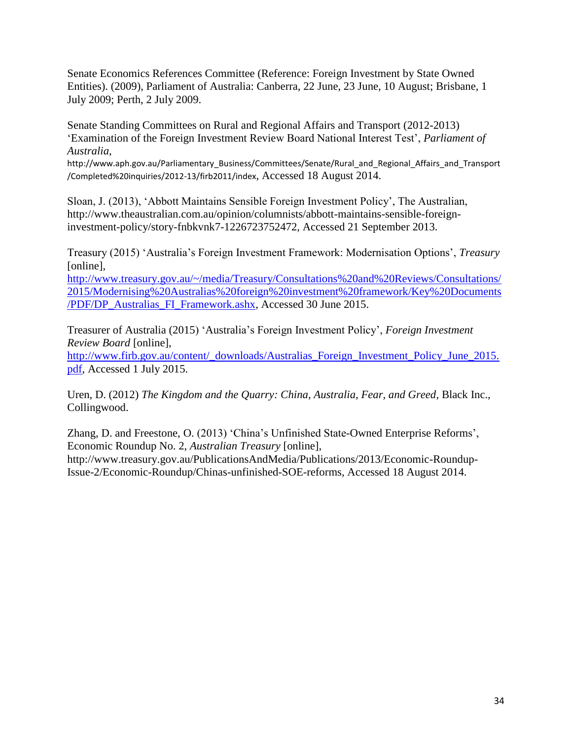Senate Economics References Committee (Reference: Foreign Investment by State Owned Entities). (2009), Parliament of Australia: Canberra, 22 June, 23 June, 10 August; Brisbane, 1 July 2009; Perth, 2 July 2009.

Senate Standing Committees on Rural and Regional Affairs and Transport (2012-2013) 'Examination of the Foreign Investment Review Board National Interest Test', *Parliament of Australia*, http://www.aph.gov.au/Parliamentary_Business/Committees/Senate/Rural_and_Regional_Affairs_and_Transport/Completed%20inquiries/2012-13/firb2011/index, Accessed 18 August 2014.

Sloan, J. (2013), 'Abbott Maintains Sensible Foreign Investment Policy', The Australian, http://www.theaustralian.com.au/opinion/columnists/abbott-maintains-sensible-foreign-investment-policy/story-fnbkvnk7-1226723752472, Accessed 21 September 2013.

Treasury (2015) 'Australia's Foreign Investment Framework: Modernisation Options', *Treasury* [online], http://www.treasury.gov.au/~/media/Treasury/Consultations%20and%20Reviews/Consultations/2015/Modernising%20Australias%20foreign%20investment%20framework/Key%20Documents/PDF/DP_Australias_FI_Framework.ashx, Accessed 30 June 2015.

Treasurer of Australia (2015) 'Australia's Foreign Investment Policy', *Foreign Investment Review Board* [online], http://www.firb.gov.au/content/_downloads/Australias_Foreign_Investment_Policy_June_2015.pdf, Accessed 1 July 2015.

Uren, D. (2012) *The Kingdom and the Quarry: China, Australia, Fear, and Greed*, Black Inc., Collingwood.

Zhang, D. and Freestone, O. (2013) 'China's Unfinished State-Owned Enterprise Reforms', Economic Roundup No. 2, *Australian Treasury* [online], http://www.treasury.gov.au/PublicationsAndMedia/Publications/2013/Economic-Roundup-Issue-2/Economic-Roundup/Chinas-unfinished-SOE-reforms, Accessed 18 August 2014.